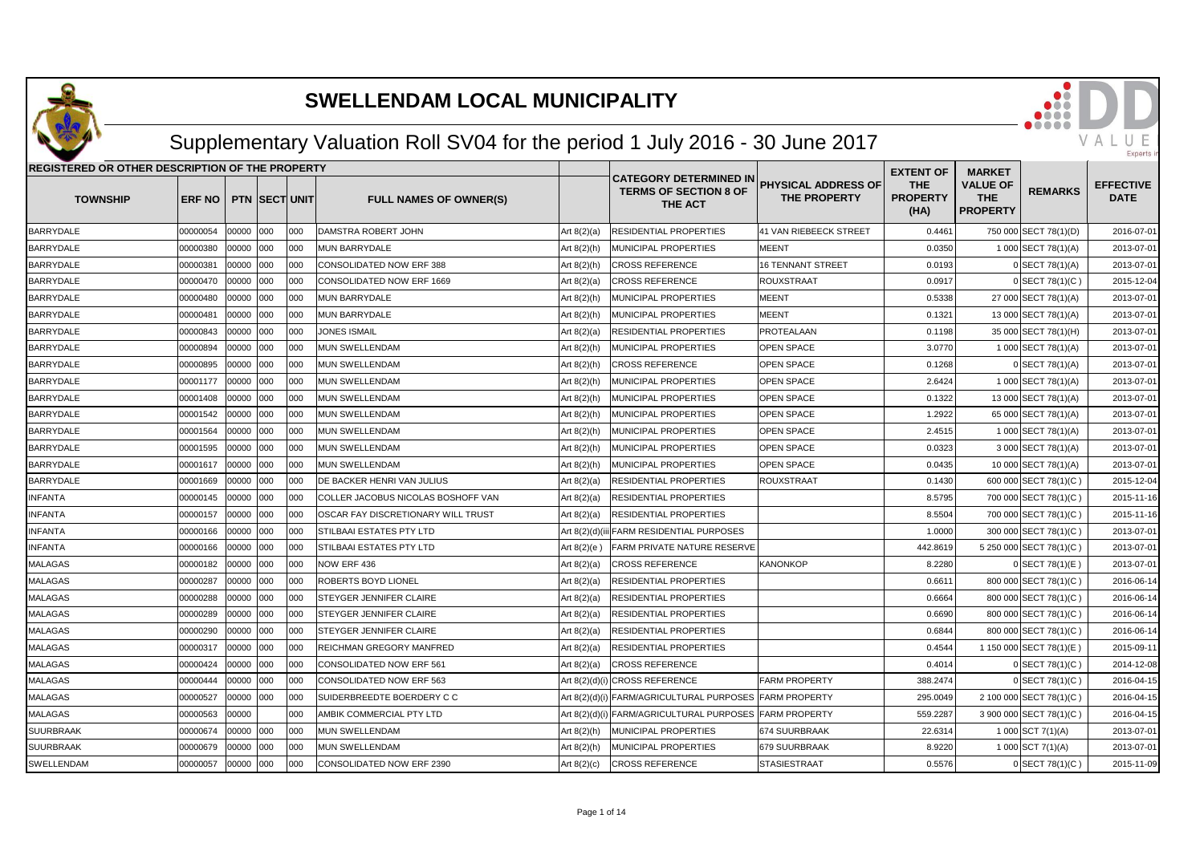# SWELLENDAM LOCAL MUNICIPALITY

## Supplementary Valuation Roll SV04 for the period 1 July 2016 - 30 June 2017

| REGISTERED OR OTHER DESCRIPTION OF THE PROPERTY | | | | | | | CATEGORY DETERMINED IN TERMS OF SECTION 8 OF THE ACT | PHYSICAL ADDRESS OF THE PROPERTY | EXTENT OF THE PROPERTY (HA) | MARKET VALUE OF THE PROPERTY | REMARKS | EFFECTIVE DATE |
|---|---|---|---|---|---|---|---|---|---|---|---|---|
| TOWNSHIP | ERF NO | PTN | SECT | UNIT | FULL NAMES OF OWNER(S) | | | | | | | |
| BARRYDALE | 00000054 | 00000 | 000 | 000 | DAMSTRA ROBERT JOHN | Art 8(2)(a) | RESIDENTIAL PROPERTIES | 41 VAN RIEBEECK STREET | 0.4461 | 750 000 | SECT 78(1)(D) | 2016-07-01 |
| BARRYDALE | 00000380 | 00000 | 000 | 000 | MUN BARRYDALE | Art 8(2)(h) | MUNICIPAL PROPERTIES | MEENT | 0.0350 | 1 000 | SECT 78(1)(A) | 2013-07-01 |
| BARRYDALE | 00000381 | 00000 | 000 | 000 | CONSOLIDATED NOW ERF 388 | Art 8(2)(h) | CROSS REFERENCE | 16 TENNANT STREET | 0.0193 | 0 | SECT 78(1)(A) | 2013-07-01 |
| BARRYDALE | 00000470 | 00000 | 000 | 000 | CONSOLIDATED NOW ERF 1669 | Art 8(2)(a) | CROSS REFERENCE | ROUXSTRAAT | 0.0917 | 0 | SECT 78(1)(C ) | 2015-12-04 |
| BARRYDALE | 00000480 | 00000 | 000 | 000 | MUN BARRYDALE | Art 8(2)(h) | MUNICIPAL PROPERTIES | MEENT | 0.5338 | 27 000 | SECT 78(1)(A) | 2013-07-01 |
| BARRYDALE | 00000481 | 00000 | 000 | 000 | MUN BARRYDALE | Art 8(2)(h) | MUNICIPAL PROPERTIES | MEENT | 0.1321 | 13 000 | SECT 78(1)(A) | 2013-07-01 |
| BARRYDALE | 00000843 | 00000 | 000 | 000 | JONES ISMAIL | Art 8(2)(a) | RESIDENTIAL PROPERTIES | PROTEALAAN | 0.1198 | 35 000 | SECT 78(1)(H) | 2013-07-01 |
| BARRYDALE | 00000894 | 00000 | 000 | 000 | MUN SWELLENDAM | Art 8(2)(h) | MUNICIPAL PROPERTIES | OPEN SPACE | 3.0770 | 1 000 | SECT 78(1)(A) | 2013-07-01 |
| BARRYDALE | 00000895 | 00000 | 000 | 000 | MUN SWELLENDAM | Art 8(2)(h) | CROSS REFERENCE | OPEN SPACE | 0.1268 | 0 | SECT 78(1)(A) | 2013-07-01 |
| BARRYDALE | 00001177 | 00000 | 000 | 000 | MUN SWELLENDAM | Art 8(2)(h) | MUNICIPAL PROPERTIES | OPEN SPACE | 2.6424 | 1 000 | SECT 78(1)(A) | 2013-07-01 |
| BARRYDALE | 00001408 | 00000 | 000 | 000 | MUN SWELLENDAM | Art 8(2)(h) | MUNICIPAL PROPERTIES | OPEN SPACE | 0.1322 | 13 000 | SECT 78(1)(A) | 2013-07-01 |
| BARRYDALE | 00001542 | 00000 | 000 | 000 | MUN SWELLENDAM | Art 8(2)(h) | MUNICIPAL PROPERTIES | OPEN SPACE | 1.2922 | 65 000 | SECT 78(1)(A) | 2013-07-01 |
| BARRYDALE | 00001564 | 00000 | 000 | 000 | MUN SWELLENDAM | Art 8(2)(h) | MUNICIPAL PROPERTIES | OPEN SPACE | 2.4515 | 1 000 | SECT 78(1)(A) | 2013-07-01 |
| BARRYDALE | 00001595 | 00000 | 000 | 000 | MUN SWELLENDAM | Art 8(2)(h) | MUNICIPAL PROPERTIES | OPEN SPACE | 0.0323 | 3 000 | SECT 78(1)(A) | 2013-07-01 |
| BARRYDALE | 00001617 | 00000 | 000 | 000 | MUN SWELLENDAM | Art 8(2)(h) | MUNICIPAL PROPERTIES | OPEN SPACE | 0.0435 | 10 000 | SECT 78(1)(A) | 2013-07-01 |
| BARRYDALE | 00001669 | 00000 | 000 | 000 | DE BACKER HENRI VAN JULIUS | Art 8(2)(a) | RESIDENTIAL PROPERTIES | ROUXSTRAAT | 0.1430 | 600 000 | SECT 78(1)(C ) | 2015-12-04 |
| INFANTA | 00000145 | 00000 | 000 | 000 | COLLER JACOBUS NICOLAS BOSHOFF VAN | Art 8(2)(a) | RESIDENTIAL PROPERTIES | | 8.5795 | 700 000 | SECT 78(1)(C ) | 2015-11-16 |
| INFANTA | 00000157 | 00000 | 000 | 000 | OSCAR FAY DISCRETIONARY WILL TRUST | Art 8(2)(a) | RESIDENTIAL PROPERTIES | | 8.5504 | 700 000 | SECT 78(1)(C ) | 2015-11-16 |
| INFANTA | 00000166 | 00000 | 000 | 000 | STILBAAI ESTATES PTY LTD | Art 8(2)(d)(iii | FARM RESIDENTIAL PURPOSES | | 1.0000 | 300 000 | SECT 78(1)(C ) | 2013-07-01 |
| INFANTA | 00000166 | 00000 | 000 | 000 | STILBAAI ESTATES PTY LTD | Art 8(2)(e ) | FARM PRIVATE NATURE RESERVE | | 442.8619 | 5 250 000 | SECT 78(1)(C ) | 2013-07-01 |
| MALAGAS | 00000182 | 00000 | 000 | 000 | NOW ERF 436 | Art 8(2)(a) | CROSS REFERENCE | KANONKOP | 8.2280 | 0 | SECT 78(1)(E ) | 2013-07-01 |
| MALAGAS | 00000287 | 00000 | 000 | 000 | ROBERTS BOYD LIONEL | Art 8(2)(a) | RESIDENTIAL PROPERTIES | | 0.6611 | 800 000 | SECT 78(1)(C ) | 2016-06-14 |
| MALAGAS | 00000288 | 00000 | 000 | 000 | STEYGER JENNIFER CLAIRE | Art 8(2)(a) | RESIDENTIAL PROPERTIES | | 0.6664 | 800 000 | SECT 78(1)(C ) | 2016-06-14 |
| MALAGAS | 00000289 | 00000 | 000 | 000 | STEYGER JENNIFER CLAIRE | Art 8(2)(a) | RESIDENTIAL PROPERTIES | | 0.6690 | 800 000 | SECT 78(1)(C ) | 2016-06-14 |
| MALAGAS | 00000290 | 00000 | 000 | 000 | STEYGER JENNIFER CLAIRE | Art 8(2)(a) | RESIDENTIAL PROPERTIES | | 0.6844 | 800 000 | SECT 78(1)(C ) | 2016-06-14 |
| MALAGAS | 00000317 | 00000 | 000 | 000 | REICHMAN GREGORY MANFRED | Art 8(2)(a) | RESIDENTIAL PROPERTIES | | 0.4544 | 1 150 000 | SECT 78(1)(E ) | 2015-09-11 |
| MALAGAS | 00000424 | 00000 | 000 | 000 | CONSOLIDATED NOW ERF 561 | Art 8(2)(a) | CROSS REFERENCE | | 0.4014 | 0 | SECT 78(1)(C ) | 2014-12-08 |
| MALAGAS | 00000444 | 00000 | 000 | 000 | CONSOLIDATED NOW ERF 563 | Art 8(2)(d)(i) | CROSS REFERENCE | FARM PROPERTY | 388.2474 | 0 | SECT 78(1)(C ) | 2016-04-15 |
| MALAGAS | 00000527 | 00000 | 000 | 000 | SUIDERBREEDTE BOERDERY C C | Art 8(2)(d)(i) | FARM/AGRICULTURAL PURPOSES | FARM PROPERTY | 295.0049 | 2 100 000 | SECT 78(1)(C ) | 2016-04-15 |
| MALAGAS | 00000563 | 00000 | | 000 | AMBIK COMMERCIAL PTY LTD | Art 8(2)(d)(i) | FARM/AGRICULTURAL PURPOSES | FARM PROPERTY | 559.2287 | 3 900 000 | SECT 78(1)(C ) | 2016-04-15 |
| SUURBRAAK | 00000674 | 00000 | 000 | 000 | MUN SWELLENDAM | Art 8(2)(h) | MUNICIPAL PROPERTIES | 674 SUURBRAAK | 22.6314 | 1 000 | SCT 7(1)(A) | 2013-07-01 |
| SUURBRAAK | 00000679 | 00000 | 000 | 000 | MUN SWELLENDAM | Art 8(2)(h) | MUNICIPAL PROPERTIES | 679 SUURBRAAK | 8.9220 | 1 000 | SCT 7(1)(A) | 2013-07-01 |
| SWELLENDAM | 00000057 | 00000 | 000 | 000 | CONSOLIDATED NOW ERF 2390 | Art 8(2)(c) | CROSS REFERENCE | STASIESTRAAT | 0.5576 | 0 | SECT 78(1)(C ) | 2015-11-09 |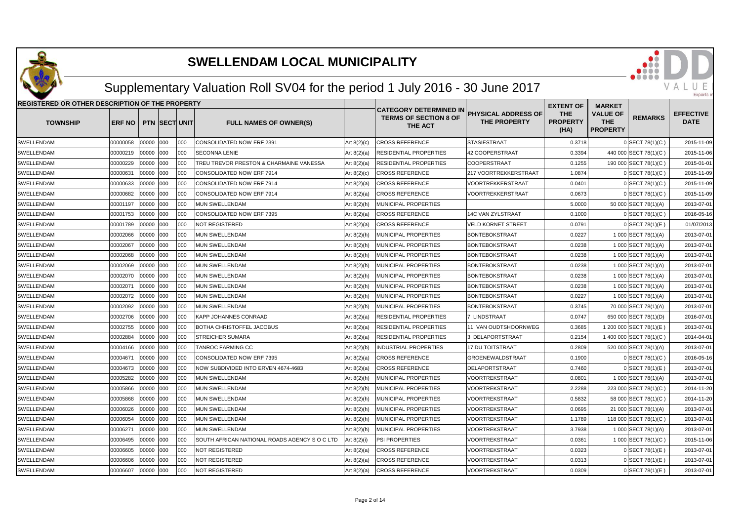# SWELLENDAM LOCAL MUNICIPALITY

## Supplementary Valuation Roll SV04 for the period 1 July 2016 - 30 June 2017

| REGISTERED OR OTHER DESCRIPTION OF THE PROPERTY | | | | | | | | | | | | |
|---|---|---|---|---|---|---|---|---|---|---|---|---|
| TOWNSHIP | ERF NO | PTN | SECT | UNIT | FULL NAMES OF OWNER(S) | | CATEGORY DETERMINED IN TERMS OF SECTION 8 OF THE ACT | PHYSICAL ADDRESS OF THE PROPERTY | EXTENT OF THE PROPERTY (HA) | MARKET VALUE OF THE PROPERTY | REMARKS | EFFECTIVE DATE |
| SWELLENDAM | 00000058 | 00000 | 000 | 000 | CONSOLIDATED NOW ERF 2391 | Art 8(2)(c) | CROSS REFERENCE | STASIESTRAAT | 0.3718 | 0 | SECT 78(1)(C ) | 2015-11-09 |
| SWELLENDAM | 00000219 | 00000 | 000 | 000 | SECONNA LENIE | Art 8(2)(a) | RESIDENTIAL PROPERTIES | 42 COOPERSTRAAT | 0.3394 | 440 000 | SECT 78(1)(C ) | 2015-11-06 |
| SWELLENDAM | 00000229 | 00000 | 000 | 000 | TREU TREVOR PRESTON & CHARMAINE VANESSA | Art 8(2)(a) | RESIDENTIAL PROPERTIES | COOPERSTRAAT | 0.1255 | 190 000 | SECT 78(1)(C ) | 2015-01-01 |
| SWELLENDAM | 00000631 | 00000 | 000 | 000 | CONSOLIDATED NOW ERF 7914 | Art 8(2)(c) | CROSS REFERENCE | 217 VOORTREKKERSTRAAT | 1.0874 | 0 | SECT 78(1)(C ) | 2015-11-09 |
| SWELLENDAM | 00000633 | 00000 | 000 | 000 | CONSOLIDATED NOW ERF 7914 | Art 8(2)(a) | CROSS REFERENCE | VOORTREKKERSTRAAT | 0.0401 | 0 | SECT 78(1)(C ) | 2015-11-09 |
| SWELLENDAM | 00000682 | 00000 | 000 | 000 | CONSOLIDATED NOW ERF 7914 | Art 8(2)(a) | CROSS REFERENCE | VOORTREKKERSTRAAT | 0.0673 | 0 | SECT 78(1)(C ) | 2015-11-09 |
| SWELLENDAM | 00001197 | 00000 | 000 | 000 | MUN SWELLENDAM | Art 8(2)(h) | MUNICIPAL PROPERTIES | | 5.0000 | 50 000 | SECT 78(1)(A) | 2013-07-01 |
| SWELLENDAM | 00001753 | 00000 | 000 | 000 | CONSOLIDATED NOW ERF 7395 | Art 8(2)(a) | CROSS REFERENCE | 14C VAN ZYLSTRAAT | 0.1000 | 0 | SECT 78(1)(C ) | 2016-05-16 |
| SWELLENDAM | 00001789 | 00000 | 000 | 000 | NOT REGISTERED | Art 8(2)(a) | CROSS REFERENCE | VELD KORNET STREET | 0.0791 | 0 | SECT 78(1)(E ) | 01/07/2013 |
| SWELLENDAM | 00002066 | 00000 | 000 | 000 | MUN SWELLENDAM | Art 8(2)(h) | MUNICIPAL PROPERTIES | BONTEBOKSTRAAT | 0.0227 | 1 000 | SECT 78(1)(A) | 2013-07-01 |
| SWELLENDAM | 00002067 | 00000 | 000 | 000 | MUN SWELLENDAM | Art 8(2)(h) | MUNICIPAL PROPERTIES | BONTEBOKSTRAAT | 0.0238 | 1 000 | SECT 78(1)(A) | 2013-07-01 |
| SWELLENDAM | 00002068 | 00000 | 000 | 000 | MUN SWELLENDAM | Art 8(2)(h) | MUNICIPAL PROPERTIES | BONTEBOKSTRAAT | 0.0238 | 1 000 | SECT 78(1)(A) | 2013-07-01 |
| SWELLENDAM | 00002069 | 00000 | 000 | 000 | MUN SWELLENDAM | Art 8(2)(h) | MUNICIPAL PROPERTIES | BONTEBOKSTRAAT | 0.0238 | 1 000 | SECT 78(1)(A) | 2013-07-01 |
| SWELLENDAM | 00002070 | 00000 | 000 | 000 | MUN SWELLENDAM | Art 8(2)(h) | MUNICIPAL PROPERTIES | BONTEBOKSTRAAT | 0.0238 | 1 000 | SECT 78(1)(A) | 2013-07-01 |
| SWELLENDAM | 00002071 | 00000 | 000 | 000 | MUN SWELLENDAM | Art 8(2)(h) | MUNICIPAL PROPERTIES | BONTEBOKSTRAAT | 0.0238 | 1 000 | SECT 78(1)(A) | 2013-07-01 |
| SWELLENDAM | 00002072 | 00000 | 000 | 000 | MUN SWELLENDAM | Art 8(2)(h) | MUNICIPAL PROPERTIES | BONTEBOKSTRAAT | 0.0227 | 1 000 | SECT 78(1)(A) | 2013-07-01 |
| SWELLENDAM | 00002092 | 00000 | 000 | 000 | MUN SWELLENDAM | Art 8(2)(h) | MUNICIPAL PROPERTIES | BONTEBOKSTRAAT | 0.3745 | 70 000 | SECT 78(1)(A) | 2013-07-01 |
| SWELLENDAM | 00002706 | 00000 | 000 | 000 | KAPP JOHANNES CONRAAD | Art 8(2)(a) | RESIDENTIAL PROPERTIES | 7 LINDSTRAAT | 0.0747 | 650 000 | SECT 78(1)(D) | 2016-07-01 |
| SWELLENDAM | 00002755 | 00000 | 000 | 000 | BOTHA CHRISTOFFEL JACOBUS | Art 8(2)(a) | RESIDENTIAL PROPERTIES | 11 VAN OUDTSHOORNWEG | 0.3685 | 1 200 000 | SECT 78(1)(E ) | 2013-07-01 |
| SWELLENDAM | 00002884 | 00000 | 000 | 000 | STREICHER SUMARA | Art 8(2)(a) | RESIDENTIAL PROPERTIES | 3 DELAPORTSTRAAT | 0.2154 | 1 400 000 | SECT 78(1)(C ) | 2014-04-01 |
| SWELLENDAM | 00004166 | 00000 | 000 | 000 | TANROC FARMING CC | Art 8(2)(b) | INDUSTRIAL PROPERTIES | 17 DU TOITSTRAAT | 0.2809 | 520 000 | SECT 78(1)(A) | 2013-07-01 |
| SWELLENDAM | 00004671 | 00000 | 000 | 000 | CONSOLIDATED NOW ERF 7395 | Art 8(2)(a) | CROSS REFERENCE | GROENEWALDSTRAAT | 0.1900 | 0 | SECT 78(1)(C ) | 2016-05-16 |
| SWELLENDAM | 00004673 | 00000 | 000 | 000 | NOW SUBDIVIDED INTO ERVEN 4674-4683 | Art 8(2)(a) | CROSS REFERENCE | DELAPORTSTRAAT | 0.7460 | 0 | SECT 78(1)(E ) | 2013-07-01 |
| SWELLENDAM | 00005282 | 00000 | 000 | 000 | MUN SWELLENDAM | Art 8(2)(h) | MUNICIPAL PROPERTIES | VOORTREKSTRAAT | 0.0801 | 1 000 | SECT 78(1)(A) | 2013-07-01 |
| SWELLENDAM | 00005866 | 00000 | 000 | 000 | MUN SWELLENDAM | Art 8(2)(h) | MUNICIPAL PROPERTIES | VOORTREKSTRAAT | 2.2288 | 223 000 | SECT 78(1)(C ) | 2014-11-20 |
| SWELLENDAM | 00005868 | 00000 | 000 | 000 | MUN SWELLENDAM | Art 8(2)(h) | MUNICIPAL PROPERTIES | VOORTREKSTRAAT | 0.5832 | 58 000 | SECT 78(1)(C ) | 2014-11-20 |
| SWELLENDAM | 00006026 | 00000 | 000 | 000 | MUN SWELLENDAM | Art 8(2)(h) | MUNICIPAL PROPERTIES | VOORTREKSTRAAT | 0.0695 | 21 000 | SECT 78(1)(A) | 2013-07-01 |
| SWELLENDAM | 00006054 | 00000 | 000 | 000 | MUN SWELLENDAM | Art 8(2)(h) | MUNICIPAL PROPERTIES | VOORTREKSTRAAT | 1.1789 | 118 000 | SECT 78(1)(C ) | 2013-07-01 |
| SWELLENDAM | 00006271 | 00000 | 000 | 000 | MUN SWELLENDAM | Art 8(2)(h) | MUNICIPAL PROPERTIES | VOORTREKSTRAAT | 3.7938 | 1 000 | SECT 78(1)(A) | 2013-07-01 |
| SWELLENDAM | 00006495 | 00000 | 000 | 000 | SOUTH AFRICAN NATIONAL ROADS AGENCY S O C LTD | Art 8(2)(i) | PSI PROPERTIES | VOORTREKSTRAAT | 0.0361 | 1 000 | SECT 78(1)(C ) | 2015-11-06 |
| SWELLENDAM | 00006605 | 00000 | 000 | 000 | NOT REGISTERED | Art 8(2)(a) | CROSS REFERENCE | VOORTREKSTRAAT | 0.0323 | 0 | SECT 78(1)(E ) | 2013-07-01 |
| SWELLENDAM | 00006606 | 00000 | 000 | 000 | NOT REGISTERED | Art 8(2)(a) | CROSS REFERENCE | VOORTREKSTRAAT | 0.0313 | 0 | SECT 78(1)(E ) | 2013-07-01 |
| SWELLENDAM | 00006607 | 00000 | 000 | 000 | NOT REGISTERED | Art 8(2)(a) | CROSS REFERENCE | VOORTREKSTRAAT | 0.0309 | 0 | SECT 78(1)(E ) | 2013-07-01 |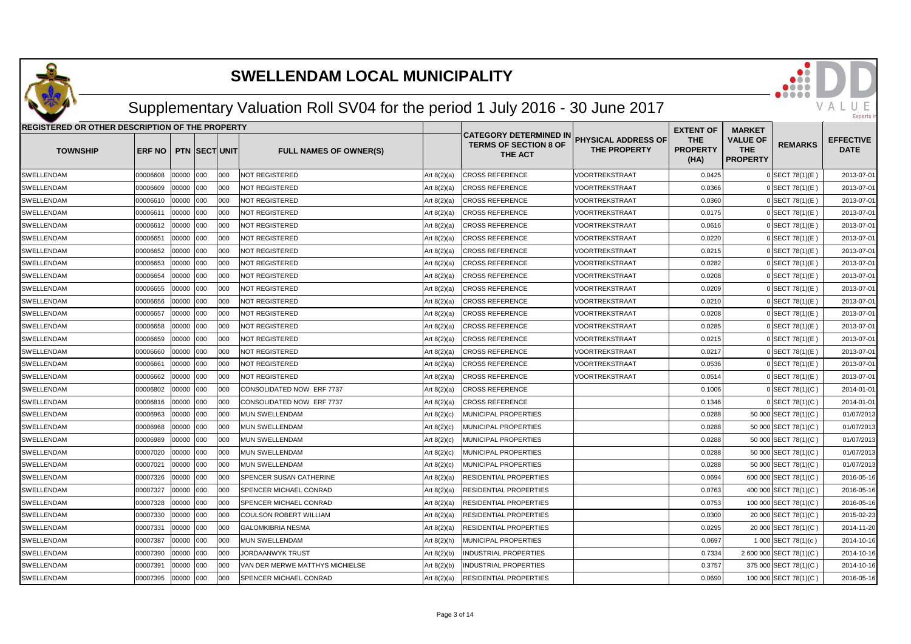# SWELLENDAM LOCAL MUNICIPALITY

## Supplementary Valuation Roll SV04 for the period 1 July 2016 - 30 June 2017

| REGISTERED OR OTHER DESCRIPTION OF THE PROPERTY | | | | | | | | | | | | |
|---|---|---|---|---|---|---|---|---|---|---|---|---|
| TOWNSHIP | ERF NO | PTN | SECT | UNIT | FULL NAMES OF OWNER(S) | | CATEGORY DETERMINED IN TERMS OF SECTION 8 OF THE ACT | PHYSICAL ADDRESS OF THE PROPERTY | EXTENT OF THE PROPERTY (HA) | MARKET VALUE OF THE PROPERTY | REMARKS | EFFECTIVE DATE |
| SWELLENDAM | 00006608 | 00000 | 000 | 000 | NOT REGISTERED | Art 8(2)(a) | CROSS REFERENCE | VOORTREKSTRAAT | 0.0425 | 0 | SECT 78(1)(E ) | 2013-07-01 |
| SWELLENDAM | 00006609 | 00000 | 000 | 000 | NOT REGISTERED | Art 8(2)(a) | CROSS REFERENCE | VOORTREKSTRAAT | 0.0366 | 0 | SECT 78(1)(E ) | 2013-07-01 |
| SWELLENDAM | 00006610 | 00000 | 000 | 000 | NOT REGISTERED | Art 8(2)(a) | CROSS REFERENCE | VOORTREKSTRAAT | 0.0360 | 0 | SECT 78(1)(E ) | 2013-07-01 |
| SWELLENDAM | 00006611 | 00000 | 000 | 000 | NOT REGISTERED | Art 8(2)(a) | CROSS REFERENCE | VOORTREKSTRAAT | 0.0175 | 0 | SECT 78(1)(E ) | 2013-07-01 |
| SWELLENDAM | 00006612 | 00000 | 000 | 000 | NOT REGISTERED | Art 8(2)(a) | CROSS REFERENCE | VOORTREKSTRAAT | 0.0616 | 0 | SECT 78(1)(E ) | 2013-07-01 |
| SWELLENDAM | 00006651 | 00000 | 000 | 000 | NOT REGISTERED | Art 8(2)(a) | CROSS REFERENCE | VOORTREKSTRAAT | 0.0220 | 0 | SECT 78(1)(E ) | 2013-07-01 |
| SWELLENDAM | 00006652 | 00000 | 000 | 000 | NOT REGISTERED | Art 8(2)(a) | CROSS REFERENCE | VOORTREKSTRAAT | 0.0215 | 0 | SECT 78(1)(E ) | 2013-07-01 |
| SWELLENDAM | 00006653 | 00000 | 000 | 000 | NOT REGISTERED | Art 8(2)(a) | CROSS REFERENCE | VOORTREKSTRAAT | 0.0282 | 0 | SECT 78(1)(E ) | 2013-07-01 |
| SWELLENDAM | 00006654 | 00000 | 000 | 000 | NOT REGISTERED | Art 8(2)(a) | CROSS REFERENCE | VOORTREKSTRAAT | 0.0208 | 0 | SECT 78(1)(E ) | 2013-07-01 |
| SWELLENDAM | 00006655 | 00000 | 000 | 000 | NOT REGISTERED | Art 8(2)(a) | CROSS REFERENCE | VOORTREKSTRAAT | 0.0209 | 0 | SECT 78(1)(E ) | 2013-07-01 |
| SWELLENDAM | 00006656 | 00000 | 000 | 000 | NOT REGISTERED | Art 8(2)(a) | CROSS REFERENCE | VOORTREKSTRAAT | 0.0210 | 0 | SECT 78(1)(E ) | 2013-07-01 |
| SWELLENDAM | 00006657 | 00000 | 000 | 000 | NOT REGISTERED | Art 8(2)(a) | CROSS REFERENCE | VOORTREKSTRAAT | 0.0208 | 0 | SECT 78(1)(E ) | 2013-07-01 |
| SWELLENDAM | 00006658 | 00000 | 000 | 000 | NOT REGISTERED | Art 8(2)(a) | CROSS REFERENCE | VOORTREKSTRAAT | 0.0285 | 0 | SECT 78(1)(E ) | 2013-07-01 |
| SWELLENDAM | 00006659 | 00000 | 000 | 000 | NOT REGISTERED | Art 8(2)(a) | CROSS REFERENCE | VOORTREKSTRAAT | 0.0215 | 0 | SECT 78(1)(E ) | 2013-07-01 |
| SWELLENDAM | 00006660 | 00000 | 000 | 000 | NOT REGISTERED | Art 8(2)(a) | CROSS REFERENCE | VOORTREKSTRAAT | 0.0217 | 0 | SECT 78(1)(E ) | 2013-07-01 |
| SWELLENDAM | 00006661 | 00000 | 000 | 000 | NOT REGISTERED | Art 8(2)(a) | CROSS REFERENCE | VOORTREKSTRAAT | 0.0536 | 0 | SECT 78(1)(E ) | 2013-07-01 |
| SWELLENDAM | 00006662 | 00000 | 000 | 000 | NOT REGISTERED | Art 8(2)(a) | CROSS REFERENCE | VOORTREKSTRAAT | 0.0514 | 0 | SECT 78(1)(E ) | 2013-07-01 |
| SWELLENDAM | 00006802 | 00000 | 000 | 000 | CONSOLIDATED NOW ERF 7737 | Art 8(2)(a) | CROSS REFERENCE | | 0.1006 | 0 | SECT 78(1)(C ) | 2014-01-01 |
| SWELLENDAM | 00006816 | 00000 | 000 | 000 | CONSOLIDATED NOW ERF 7737 | Art 8(2)(a) | CROSS REFERENCE | | 0.1346 | 0 | SECT 78(1)(C ) | 2014-01-01 |
| SWELLENDAM | 00006963 | 00000 | 000 | 000 | MUN SWELLENDAM | Art 8(2)(c) | MUNICIPAL PROPERTIES | | 0.0288 | 50 000 | SECT 78(1)(C ) | 01/07/2013 |
| SWELLENDAM | 00006968 | 00000 | 000 | 000 | MUN SWELLENDAM | Art 8(2)(c) | MUNICIPAL PROPERTIES | | 0.0288 | 50 000 | SECT 78(1)(C ) | 01/07/2013 |
| SWELLENDAM | 00006989 | 00000 | 000 | 000 | MUN SWELLENDAM | Art 8(2)(c) | MUNICIPAL PROPERTIES | | 0.0288 | 50 000 | SECT 78(1)(C ) | 01/07/2013 |
| SWELLENDAM | 00007020 | 00000 | 000 | 000 | MUN SWELLENDAM | Art 8(2)(c) | MUNICIPAL PROPERTIES | | 0.0288 | 50 000 | SECT 78(1)(C ) | 01/07/2013 |
| SWELLENDAM | 00007021 | 00000 | 000 | 000 | MUN SWELLENDAM | Art 8(2)(c) | MUNICIPAL PROPERTIES | | 0.0288 | 50 000 | SECT 78(1)(C ) | 01/07/2013 |
| SWELLENDAM | 00007326 | 00000 | 000 | 000 | SPENCER SUSAN CATHERINE | Art 8(2)(a) | RESIDENTIAL PROPERTIES | | 0.0694 | 600 000 | SECT 78(1)(C ) | 2016-05-16 |
| SWELLENDAM | 00007327 | 00000 | 000 | 000 | SPENCER MICHAEL CONRAD | Art 8(2)(a) | RESIDENTIAL PROPERTIES | | 0.0763 | 400 000 | SECT 78(1)(C ) | 2016-05-16 |
| SWELLENDAM | 00007328 | 00000 | 000 | 000 | SPENCER MICHAEL CONRAD | Art 8(2)(a) | RESIDENTIAL PROPERTIES | | 0.0753 | 100 000 | SECT 78(1)(C ) | 2016-05-16 |
| SWELLENDAM | 00007330 | 00000 | 000 | 000 | COULSON ROBERT WILLIAM | Art 8(2)(a) | RESIDENTIAL PROPERTIES | | 0.0300 | 20 000 | SECT 78(1)(C ) | 2015-02-23 |
| SWELLENDAM | 00007331 | 00000 | 000 | 000 | GALOMKIBRIA NESMA | Art 8(2)(a) | RESIDENTIAL PROPERTIES | | 0.0295 | 20 000 | SECT 78(1)(C ) | 2014-11-20 |
| SWELLENDAM | 00007387 | 00000 | 000 | 000 | MUN SWELLENDAM | Art 8(2)(h) | MUNICIPAL PROPERTIES | | 0.0697 | 1 000 | SECT 78(1)(c ) | 2014-10-16 |
| SWELLENDAM | 00007390 | 00000 | 000 | 000 | JORDAANWYK TRUST | Art 8(2)(b) | INDUSTRIAL PROPERTIES | | 0.7334 | 2 600 000 | SECT 78(1)(C ) | 2014-10-16 |
| SWELLENDAM | 00007391 | 00000 | 000 | 000 | VAN DER MERWE MATTHYS MICHIELSE | Art 8(2)(b) | INDUSTRIAL PROPERTIES | | 0.3757 | 375 000 | SECT 78(1)(C ) | 2014-10-16 |
| SWELLENDAM | 00007395 | 00000 | 000 | 000 | SPENCER MICHAEL CONRAD | Art 8(2)(a) | RESIDENTIAL PROPERTIES | | 0.0690 | 100 000 | SECT 78(1)(C ) | 2016-05-16 |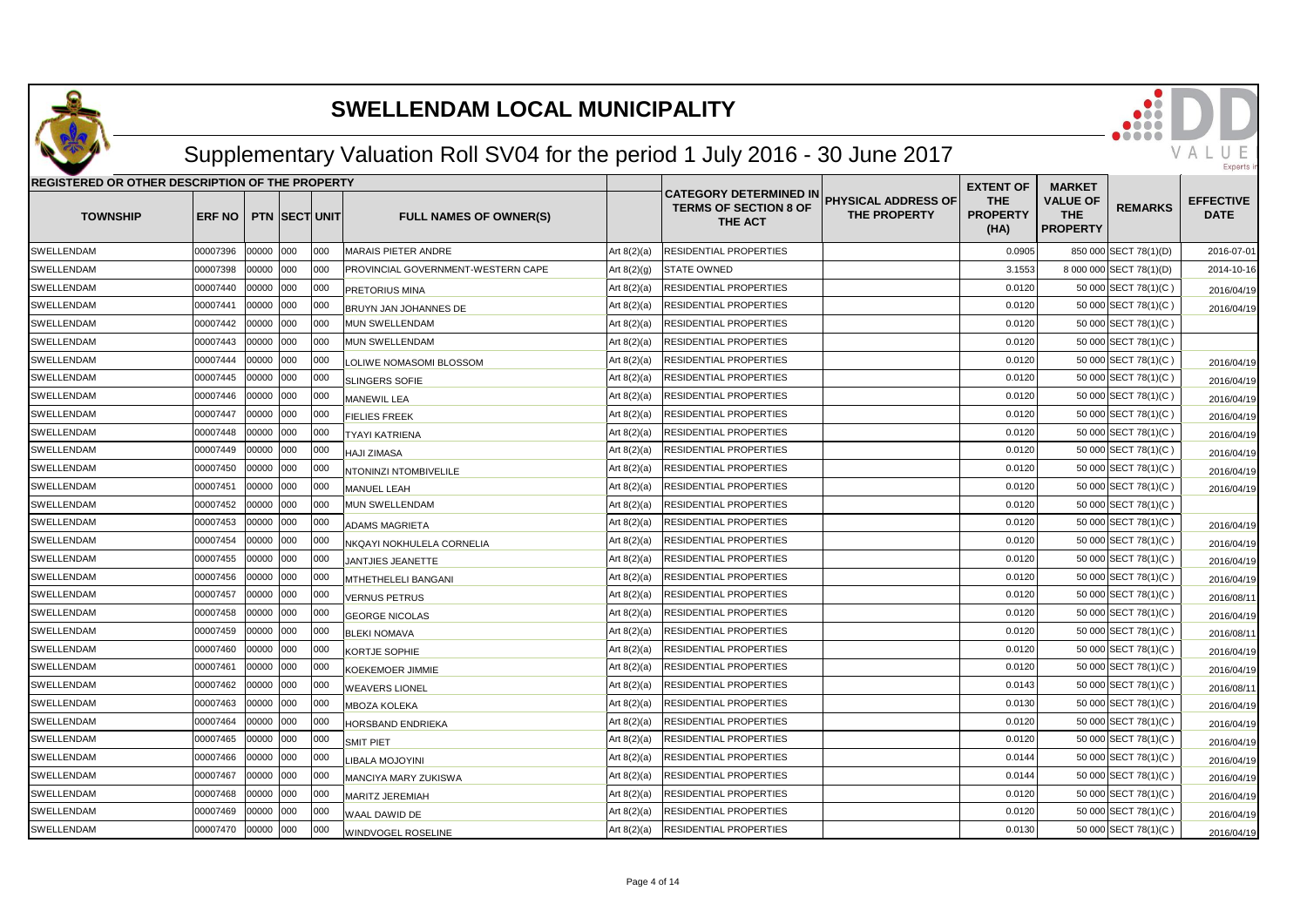# SWELLENDAM LOCAL MUNICIPALITY

## Supplementary Valuation Roll SV04 for the period 1 July 2016 - 30 June 2017

| REGISTERED OR OTHER DESCRIPTION OF THE PROPERTY | | | | | | | | | | | | |
|---|---|---|---|---|---|---|---|---|---|---|---|---|
| TOWNSHIP | ERF NO | PTN | SECT | UNIT | FULL NAMES OF OWNER(S) | | CATEGORY DETERMINED IN TERMS OF SECTION 8 OF THE ACT | PHYSICAL ADDRESS OF THE PROPERTY | EXTENT OF THE PROPERTY (HA) | MARKET VALUE OF THE PROPERTY | REMARKS | EFFECTIVE DATE |
| SWELLENDAM | 00007396 | 00000 | 000 | 000 | MARAIS PIETER ANDRE | Art 8(2)(a) | RESIDENTIAL PROPERTIES | | 0.0905 | 850 000 | SECT 78(1)(D) | 2016-07-01 |
| SWELLENDAM | 00007398 | 00000 | 000 | 000 | PROVINCIAL GOVERNMENT-WESTERN CAPE | Art 8(2)(g) | STATE OWNED | | 3.1553 | 8 000 000 | SECT 78(1)(D) | 2014-10-16 |
| SWELLENDAM | 00007440 | 00000 | 000 | 000 | PRETORIUS MINA | Art 8(2)(a) | RESIDENTIAL PROPERTIES | | 0.0120 | 50 000 | SECT 78(1)(C ) | 2016/04/19 |
| SWELLENDAM | 00007441 | 00000 | 000 | 000 | BRUYN JAN JOHANNES DE | Art 8(2)(a) | RESIDENTIAL PROPERTIES | | 0.0120 | 50 000 | SECT 78(1)(C ) | 2016/04/19 |
| SWELLENDAM | 00007442 | 00000 | 000 | 000 | MUN SWELLENDAM | Art 8(2)(a) | RESIDENTIAL PROPERTIES | | 0.0120 | 50 000 | SECT 78(1)(C ) | |
| SWELLENDAM | 00007443 | 00000 | 000 | 000 | MUN SWELLENDAM | Art 8(2)(a) | RESIDENTIAL PROPERTIES | | 0.0120 | 50 000 | SECT 78(1)(C ) | |
| SWELLENDAM | 00007444 | 00000 | 000 | 000 | LOLIWE NOMASOMI BLOSSOM | Art 8(2)(a) | RESIDENTIAL PROPERTIES | | 0.0120 | 50 000 | SECT 78(1)(C ) | 2016/04/19 |
| SWELLENDAM | 00007445 | 00000 | 000 | 000 | SLINGERS SOFIE | Art 8(2)(a) | RESIDENTIAL PROPERTIES | | 0.0120 | 50 000 | SECT 78(1)(C ) | 2016/04/19 |
| SWELLENDAM | 00007446 | 00000 | 000 | 000 | MANEWIL LEA | Art 8(2)(a) | RESIDENTIAL PROPERTIES | | 0.0120 | 50 000 | SECT 78(1)(C ) | 2016/04/19 |
| SWELLENDAM | 00007447 | 00000 | 000 | 000 | FIELIES FREEK | Art 8(2)(a) | RESIDENTIAL PROPERTIES | | 0.0120 | 50 000 | SECT 78(1)(C ) | 2016/04/19 |
| SWELLENDAM | 00007448 | 00000 | 000 | 000 | TYAYI KATRIENA | Art 8(2)(a) | RESIDENTIAL PROPERTIES | | 0.0120 | 50 000 | SECT 78(1)(C ) | 2016/04/19 |
| SWELLENDAM | 00007449 | 00000 | 000 | 000 | HAJI ZIMASA | Art 8(2)(a) | RESIDENTIAL PROPERTIES | | 0.0120 | 50 000 | SECT 78(1)(C ) | 2016/04/19 |
| SWELLENDAM | 00007450 | 00000 | 000 | 000 | NTONINZI NTOMBIVELILE | Art 8(2)(a) | RESIDENTIAL PROPERTIES | | 0.0120 | 50 000 | SECT 78(1)(C ) | 2016/04/19 |
| SWELLENDAM | 00007451 | 00000 | 000 | 000 | MANUEL LEAH | Art 8(2)(a) | RESIDENTIAL PROPERTIES | | 0.0120 | 50 000 | SECT 78(1)(C ) | 2016/04/19 |
| SWELLENDAM | 00007452 | 00000 | 000 | 000 | MUN SWELLENDAM | Art 8(2)(a) | RESIDENTIAL PROPERTIES | | 0.0120 | 50 000 | SECT 78(1)(C ) | |
| SWELLENDAM | 00007453 | 00000 | 000 | 000 | ADAMS MAGRIETA | Art 8(2)(a) | RESIDENTIAL PROPERTIES | | 0.0120 | 50 000 | SECT 78(1)(C ) | 2016/04/19 |
| SWELLENDAM | 00007454 | 00000 | 000 | 000 | NKQAYI NOKHULELA CORNELIA | Art 8(2)(a) | RESIDENTIAL PROPERTIES | | 0.0120 | 50 000 | SECT 78(1)(C ) | 2016/04/19 |
| SWELLENDAM | 00007455 | 00000 | 000 | 000 | JANTJIES JEANETTE | Art 8(2)(a) | RESIDENTIAL PROPERTIES | | 0.0120 | 50 000 | SECT 78(1)(C ) | 2016/04/19 |
| SWELLENDAM | 00007456 | 00000 | 000 | 000 | MTHETHELELI BANGANI | Art 8(2)(a) | RESIDENTIAL PROPERTIES | | 0.0120 | 50 000 | SECT 78(1)(C ) | 2016/04/19 |
| SWELLENDAM | 00007457 | 00000 | 000 | 000 | VERNUS PETRUS | Art 8(2)(a) | RESIDENTIAL PROPERTIES | | 0.0120 | 50 000 | SECT 78(1)(C ) | 2016/08/11 |
| SWELLENDAM | 00007458 | 00000 | 000 | 000 | GEORGE NICOLAS | Art 8(2)(a) | RESIDENTIAL PROPERTIES | | 0.0120 | 50 000 | SECT 78(1)(C ) | 2016/04/19 |
| SWELLENDAM | 00007459 | 00000 | 000 | 000 | BLEKI NOMAVA | Art 8(2)(a) | RESIDENTIAL PROPERTIES | | 0.0120 | 50 000 | SECT 78(1)(C ) | 2016/08/11 |
| SWELLENDAM | 00007460 | 00000 | 000 | 000 | KORTJE SOPHIE | Art 8(2)(a) | RESIDENTIAL PROPERTIES | | 0.0120 | 50 000 | SECT 78(1)(C ) | 2016/04/19 |
| SWELLENDAM | 00007461 | 00000 | 000 | 000 | KOEKEMOER JIMMIE | Art 8(2)(a) | RESIDENTIAL PROPERTIES | | 0.0120 | 50 000 | SECT 78(1)(C ) | 2016/04/19 |
| SWELLENDAM | 00007462 | 00000 | 000 | 000 | WEAVERS LIONEL | Art 8(2)(a) | RESIDENTIAL PROPERTIES | | 0.0143 | 50 000 | SECT 78(1)(C ) | 2016/08/11 |
| SWELLENDAM | 00007463 | 00000 | 000 | 000 | MBOZA KOLEKA | Art 8(2)(a) | RESIDENTIAL PROPERTIES | | 0.0130 | 50 000 | SECT 78(1)(C ) | 2016/04/19 |
| SWELLENDAM | 00007464 | 00000 | 000 | 000 | HORSBAND ENDRIEKA | Art 8(2)(a) | RESIDENTIAL PROPERTIES | | 0.0120 | 50 000 | SECT 78(1)(C ) | 2016/04/19 |
| SWELLENDAM | 00007465 | 00000 | 000 | 000 | SMIT PIET | Art 8(2)(a) | RESIDENTIAL PROPERTIES | | 0.0120 | 50 000 | SECT 78(1)(C ) | 2016/04/19 |
| SWELLENDAM | 00007466 | 00000 | 000 | 000 | LIBALA MOJOYINI | Art 8(2)(a) | RESIDENTIAL PROPERTIES | | 0.0144 | 50 000 | SECT 78(1)(C ) | 2016/04/19 |
| SWELLENDAM | 00007467 | 00000 | 000 | 000 | MANCIYA MARY ZUKISWA | Art 8(2)(a) | RESIDENTIAL PROPERTIES | | 0.0144 | 50 000 | SECT 78(1)(C ) | 2016/04/19 |
| SWELLENDAM | 00007468 | 00000 | 000 | 000 | MARITZ JEREMIAH | Art 8(2)(a) | RESIDENTIAL PROPERTIES | | 0.0120 | 50 000 | SECT 78(1)(C ) | 2016/04/19 |
| SWELLENDAM | 00007469 | 00000 | 000 | 000 | WAAL DAWID DE | Art 8(2)(a) | RESIDENTIAL PROPERTIES | | 0.0120 | 50 000 | SECT 78(1)(C ) | 2016/04/19 |
| SWELLENDAM | 00007470 | 00000 | 000 | 000 | WINDVOGEL ROSELINE | Art 8(2)(a) | RESIDENTIAL PROPERTIES | | 0.0130 | 50 000 | SECT 78(1)(C ) | 2016/04/19 |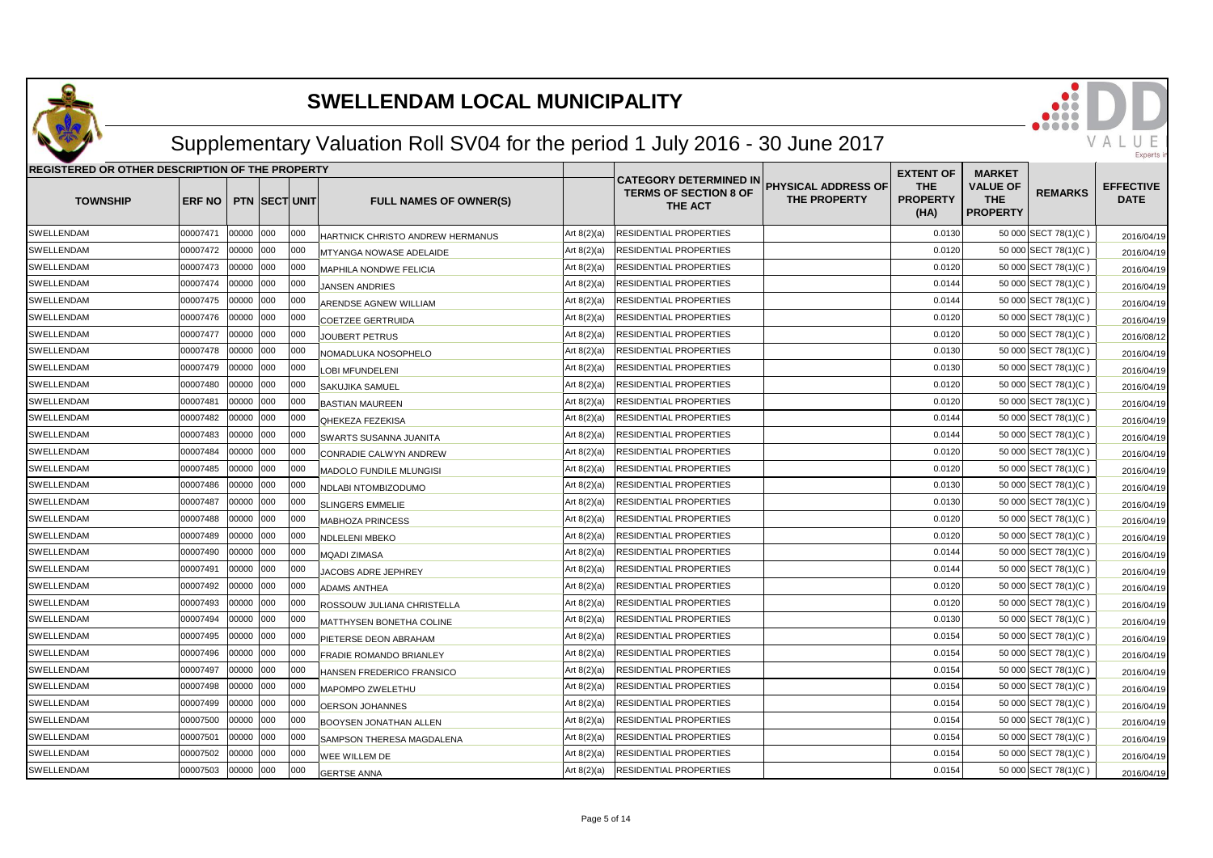# SWELLENDAM LOCAL MUNICIPALITY

## Supplementary Valuation Roll SV04 for the period 1 July 2016 - 30 June 2017

| REGISTERED OR OTHER DESCRIPTION OF THE PROPERTY | | | | | | | | | | | | | |
|---|---|---|---|---|---|---|---|---|---|---|---|---|---|
| TOWNSHIP | ERF NO | PTN | SECT | UNIT | FULL NAMES OF OWNER(S) | | CATEGORY DETERMINED IN TERMS OF SECTION 8 OF THE ACT | PHYSICAL ADDRESS OF THE PROPERTY | EXTENT OF THE PROPERTY (HA) | MARKET VALUE OF THE PROPERTY | REMARKS | EFFECTIVE DATE |
| SWELLENDAM | 00007471 | 00000 | 000 | 000 | HARTNICK CHRISTO ANDREW HERMANUS | Art 8(2)(a) | RESIDENTIAL PROPERTIES | | 0.0130 | 50 000 | SECT 78(1)(C ) | 2016/04/19 |
| SWELLENDAM | 00007472 | 00000 | 000 | 000 | MTYANGA NOWASE ADELAIDE | Art 8(2)(a) | RESIDENTIAL PROPERTIES | | 0.0120 | 50 000 | SECT 78(1)(C ) | 2016/04/19 |
| SWELLENDAM | 00007473 | 00000 | 000 | 000 | MAPHILA NONDWE FELICIA | Art 8(2)(a) | RESIDENTIAL PROPERTIES | | 0.0120 | 50 000 | SECT 78(1)(C ) | 2016/04/19 |
| SWELLENDAM | 00007474 | 00000 | 000 | 000 | JANSEN ANDRIES | Art 8(2)(a) | RESIDENTIAL PROPERTIES | | 0.0144 | 50 000 | SECT 78(1)(C ) | 2016/04/19 |
| SWELLENDAM | 00007475 | 00000 | 000 | 000 | ARENDSE AGNEW WILLIAM | Art 8(2)(a) | RESIDENTIAL PROPERTIES | | 0.0144 | 50 000 | SECT 78(1)(C ) | 2016/04/19 |
| SWELLENDAM | 00007476 | 00000 | 000 | 000 | COETZEE GERTRUIDA | Art 8(2)(a) | RESIDENTIAL PROPERTIES | | 0.0120 | 50 000 | SECT 78(1)(C ) | 2016/04/19 |
| SWELLENDAM | 00007477 | 00000 | 000 | 000 | JOUBERT PETRUS | Art 8(2)(a) | RESIDENTIAL PROPERTIES | | 0.0120 | 50 000 | SECT 78(1)(C ) | 2016/08/12 |
| SWELLENDAM | 00007478 | 00000 | 000 | 000 | NOMADLUKA NOSOPHELO | Art 8(2)(a) | RESIDENTIAL PROPERTIES | | 0.0130 | 50 000 | SECT 78(1)(C ) | 2016/04/19 |
| SWELLENDAM | 00007479 | 00000 | 000 | 000 | LOBI MFUNDELENI | Art 8(2)(a) | RESIDENTIAL PROPERTIES | | 0.0130 | 50 000 | SECT 78(1)(C ) | 2016/04/19 |
| SWELLENDAM | 00007480 | 00000 | 000 | 000 | SAKUJIKA SAMUEL | Art 8(2)(a) | RESIDENTIAL PROPERTIES | | 0.0120 | 50 000 | SECT 78(1)(C ) | 2016/04/19 |
| SWELLENDAM | 00007481 | 00000 | 000 | 000 | BASTIAN MAUREEN | Art 8(2)(a) | RESIDENTIAL PROPERTIES | | 0.0120 | 50 000 | SECT 78(1)(C ) | 2016/04/19 |
| SWELLENDAM | 00007482 | 00000 | 000 | 000 | QHEKEZA FEZEKISA | Art 8(2)(a) | RESIDENTIAL PROPERTIES | | 0.0144 | 50 000 | SECT 78(1)(C ) | 2016/04/19 |
| SWELLENDAM | 00007483 | 00000 | 000 | 000 | SWARTS SUSANNA JUANITA | Art 8(2)(a) | RESIDENTIAL PROPERTIES | | 0.0144 | 50 000 | SECT 78(1)(C ) | 2016/04/19 |
| SWELLENDAM | 00007484 | 00000 | 000 | 000 | CONRADIE CALWYN ANDREW | Art 8(2)(a) | RESIDENTIAL PROPERTIES | | 0.0120 | 50 000 | SECT 78(1)(C ) | 2016/04/19 |
| SWELLENDAM | 00007485 | 00000 | 000 | 000 | MADOLO FUNDILE MLUNGISI | Art 8(2)(a) | RESIDENTIAL PROPERTIES | | 0.0120 | 50 000 | SECT 78(1)(C ) | 2016/04/19 |
| SWELLENDAM | 00007486 | 00000 | 000 | 000 | NDLABI NTOMBIZODUMO | Art 8(2)(a) | RESIDENTIAL PROPERTIES | | 0.0130 | 50 000 | SECT 78(1)(C ) | 2016/04/19 |
| SWELLENDAM | 00007487 | 00000 | 000 | 000 | SLINGERS EMMELIE | Art 8(2)(a) | RESIDENTIAL PROPERTIES | | 0.0130 | 50 000 | SECT 78(1)(C ) | 2016/04/19 |
| SWELLENDAM | 00007488 | 00000 | 000 | 000 | MABHOZA PRINCESS | Art 8(2)(a) | RESIDENTIAL PROPERTIES | | 0.0120 | 50 000 | SECT 78(1)(C ) | 2016/04/19 |
| SWELLENDAM | 00007489 | 00000 | 000 | 000 | NDLELENI MBEKO | Art 8(2)(a) | RESIDENTIAL PROPERTIES | | 0.0120 | 50 000 | SECT 78(1)(C ) | 2016/04/19 |
| SWELLENDAM | 00007490 | 00000 | 000 | 000 | MQADI ZIMASA | Art 8(2)(a) | RESIDENTIAL PROPERTIES | | 0.0144 | 50 000 | SECT 78(1)(C ) | 2016/04/19 |
| SWELLENDAM | 00007491 | 00000 | 000 | 000 | JACOBS ADRE JEPHREY | Art 8(2)(a) | RESIDENTIAL PROPERTIES | | 0.0144 | 50 000 | SECT 78(1)(C ) | 2016/04/19 |
| SWELLENDAM | 00007492 | 00000 | 000 | 000 | ADAMS ANTHEA | Art 8(2)(a) | RESIDENTIAL PROPERTIES | | 0.0120 | 50 000 | SECT 78(1)(C ) | 2016/04/19 |
| SWELLENDAM | 00007493 | 00000 | 000 | 000 | ROSSOUW JULIANA CHRISTELLA | Art 8(2)(a) | RESIDENTIAL PROPERTIES | | 0.0120 | 50 000 | SECT 78(1)(C ) | 2016/04/19 |
| SWELLENDAM | 00007494 | 00000 | 000 | 000 | MATTHYSEN BONETHA COLINE | Art 8(2)(a) | RESIDENTIAL PROPERTIES | | 0.0130 | 50 000 | SECT 78(1)(C ) | 2016/04/19 |
| SWELLENDAM | 00007495 | 00000 | 000 | 000 | PIETERSE DEON ABRAHAM | Art 8(2)(a) | RESIDENTIAL PROPERTIES | | 0.0154 | 50 000 | SECT 78(1)(C ) | 2016/04/19 |
| SWELLENDAM | 00007496 | 00000 | 000 | 000 | FRADIE ROMANDO BRIANLEY | Art 8(2)(a) | RESIDENTIAL PROPERTIES | | 0.0154 | 50 000 | SECT 78(1)(C ) | 2016/04/19 |
| SWELLENDAM | 00007497 | 00000 | 000 | 000 | HANSEN FREDERICO FRANSICO | Art 8(2)(a) | RESIDENTIAL PROPERTIES | | 0.0154 | 50 000 | SECT 78(1)(C ) | 2016/04/19 |
| SWELLENDAM | 00007498 | 00000 | 000 | 000 | MAPOMPO ZWELETHU | Art 8(2)(a) | RESIDENTIAL PROPERTIES | | 0.0154 | 50 000 | SECT 78(1)(C ) | 2016/04/19 |
| SWELLENDAM | 00007499 | 00000 | 000 | 000 | OERSON JOHANNES | Art 8(2)(a) | RESIDENTIAL PROPERTIES | | 0.0154 | 50 000 | SECT 78(1)(C ) | 2016/04/19 |
| SWELLENDAM | 00007500 | 00000 | 000 | 000 | BOOYSEN JONATHAN ALLEN | Art 8(2)(a) | RESIDENTIAL PROPERTIES | | 0.0154 | 50 000 | SECT 78(1)(C ) | 2016/04/19 |
| SWELLENDAM | 00007501 | 00000 | 000 | 000 | SAMPSON THERESA MAGDALENA | Art 8(2)(a) | RESIDENTIAL PROPERTIES | | 0.0154 | 50 000 | SECT 78(1)(C ) | 2016/04/19 |
| SWELLENDAM | 00007502 | 00000 | 000 | 000 | WEE WILLEM DE | Art 8(2)(a) | RESIDENTIAL PROPERTIES | | 0.0154 | 50 000 | SECT 78(1)(C ) | 2016/04/19 |
| SWELLENDAM | 00007503 | 00000 | 000 | 000 | GERTSE ANNA | Art 8(2)(a) | RESIDENTIAL PROPERTIES | | 0.0154 | 50 000 | SECT 78(1)(C ) | 2016/04/19 |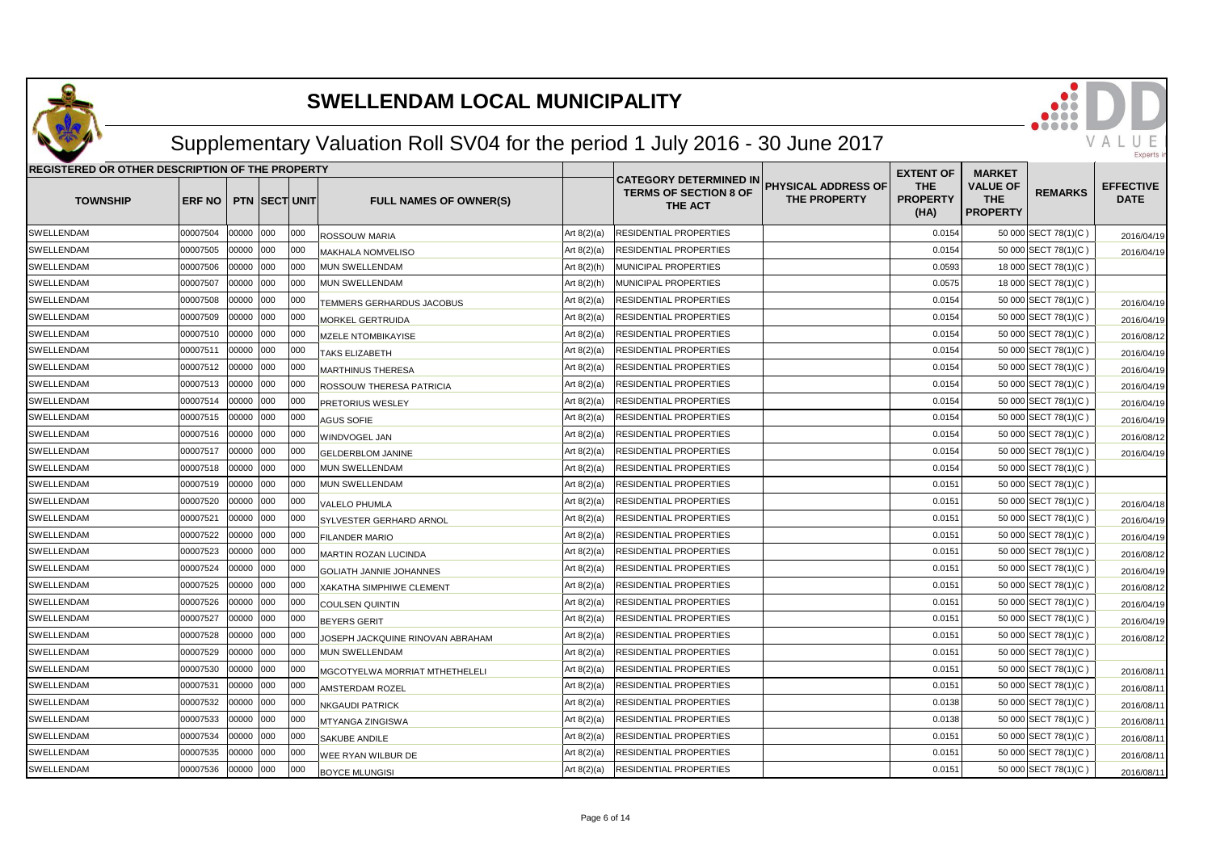# SWELLENDAM LOCAL MUNICIPALITY

## Supplementary Valuation Roll SV04 for the period 1 July 2016 - 30 June 2017

| REGISTERED OR OTHER DESCRIPTION OF THE PROPERTY | | | | | | | | | | | | | |
|---|---|---|---|---|---|---|---|---|---|---|---|---|---|
| TOWNSHIP | ERF NO | PTN | SECT | UNIT | FULL NAMES OF OWNER(S) | | CATEGORY DETERMINED IN TERMS OF SECTION 8 OF THE ACT | PHYSICAL ADDRESS OF THE PROPERTY | EXTENT OF THE PROPERTY (HA) | MARKET VALUE OF THE PROPERTY | REMARKS | EFFECTIVE DATE |
| SWELLENDAM | 00007504 | 00000 | 000 | 000 | ROSSOUW MARIA | Art 8(2)(a) | RESIDENTIAL PROPERTIES | | 0.0154 | 50 000 | SECT 78(1)(C ) | 2016/04/19 |
| SWELLENDAM | 00007505 | 00000 | 000 | 000 | MAKHALA NOMVELISO | Art 8(2)(a) | RESIDENTIAL PROPERTIES | | 0.0154 | 50 000 | SECT 78(1)(C ) | 2016/04/19 |
| SWELLENDAM | 00007506 | 00000 | 000 | 000 | MUN SWELLENDAM | Art 8(2)(h) | MUNICIPAL PROPERTIES | | 0.0593 | 18 000 | SECT 78(1)(C ) | |
| SWELLENDAM | 00007507 | 00000 | 000 | 000 | MUN SWELLENDAM | Art 8(2)(h) | MUNICIPAL PROPERTIES | | 0.0575 | 18 000 | SECT 78(1)(C ) | |
| SWELLENDAM | 00007508 | 00000 | 000 | 000 | TEMMERS GERHARDUS JACOBUS | Art 8(2)(a) | RESIDENTIAL PROPERTIES | | 0.0154 | 50 000 | SECT 78(1)(C ) | 2016/04/19 |
| SWELLENDAM | 00007509 | 00000 | 000 | 000 | MORKEL GERTRUIDA | Art 8(2)(a) | RESIDENTIAL PROPERTIES | | 0.0154 | 50 000 | SECT 78(1)(C ) | 2016/04/19 |
| SWELLENDAM | 00007510 | 00000 | 000 | 000 | MZELE NTOMBIKAYISE | Art 8(2)(a) | RESIDENTIAL PROPERTIES | | 0.0154 | 50 000 | SECT 78(1)(C ) | 2016/08/12 |
| SWELLENDAM | 00007511 | 00000 | 000 | 000 | TAKS ELIZABETH | Art 8(2)(a) | RESIDENTIAL PROPERTIES | | 0.0154 | 50 000 | SECT 78(1)(C ) | 2016/04/19 |
| SWELLENDAM | 00007512 | 00000 | 000 | 000 | MARTHINUS THERESA | Art 8(2)(a) | RESIDENTIAL PROPERTIES | | 0.0154 | 50 000 | SECT 78(1)(C ) | 2016/04/19 |
| SWELLENDAM | 00007513 | 00000 | 000 | 000 | ROSSOUW THERESA PATRICIA | Art 8(2)(a) | RESIDENTIAL PROPERTIES | | 0.0154 | 50 000 | SECT 78(1)(C ) | 2016/04/19 |
| SWELLENDAM | 00007514 | 00000 | 000 | 000 | PRETORIUS WESLEY | Art 8(2)(a) | RESIDENTIAL PROPERTIES | | 0.0154 | 50 000 | SECT 78(1)(C ) | 2016/04/19 |
| SWELLENDAM | 00007515 | 00000 | 000 | 000 | AGUS SOFIE | Art 8(2)(a) | RESIDENTIAL PROPERTIES | | 0.0154 | 50 000 | SECT 78(1)(C ) | 2016/04/19 |
| SWELLENDAM | 00007516 | 00000 | 000 | 000 | WINDVOGEL JAN | Art 8(2)(a) | RESIDENTIAL PROPERTIES | | 0.0154 | 50 000 | SECT 78(1)(C ) | 2016/08/12 |
| SWELLENDAM | 00007517 | 00000 | 000 | 000 | GELDERBLOM JANINE | Art 8(2)(a) | RESIDENTIAL PROPERTIES | | 0.0154 | 50 000 | SECT 78(1)(C ) | 2016/04/19 |
| SWELLENDAM | 00007518 | 00000 | 000 | 000 | MUN SWELLENDAM | Art 8(2)(a) | RESIDENTIAL PROPERTIES | | 0.0154 | 50 000 | SECT 78(1)(C ) | |
| SWELLENDAM | 00007519 | 00000 | 000 | 000 | MUN SWELLENDAM | Art 8(2)(a) | RESIDENTIAL PROPERTIES | | 0.0151 | 50 000 | SECT 78(1)(C ) | |
| SWELLENDAM | 00007520 | 00000 | 000 | 000 | VALELO PHUMLA | Art 8(2)(a) | RESIDENTIAL PROPERTIES | | 0.0151 | 50 000 | SECT 78(1)(C ) | 2016/04/18 |
| SWELLENDAM | 00007521 | 00000 | 000 | 000 | SYLVESTER GERHARD ARNOL | Art 8(2)(a) | RESIDENTIAL PROPERTIES | | 0.0151 | 50 000 | SECT 78(1)(C ) | 2016/04/19 |
| SWELLENDAM | 00007522 | 00000 | 000 | 000 | FILANDER MARIO | Art 8(2)(a) | RESIDENTIAL PROPERTIES | | 0.0151 | 50 000 | SECT 78(1)(C ) | 2016/04/19 |
| SWELLENDAM | 00007523 | 00000 | 000 | 000 | MARTIN ROZAN LUCINDA | Art 8(2)(a) | RESIDENTIAL PROPERTIES | | 0.0151 | 50 000 | SECT 78(1)(C ) | 2016/08/12 |
| SWELLENDAM | 00007524 | 00000 | 000 | 000 | GOLIATH JANNIE JOHANNES | Art 8(2)(a) | RESIDENTIAL PROPERTIES | | 0.0151 | 50 000 | SECT 78(1)(C ) | 2016/04/19 |
| SWELLENDAM | 00007525 | 00000 | 000 | 000 | XAKATHA SIMPHIWE CLEMENT | Art 8(2)(a) | RESIDENTIAL PROPERTIES | | 0.0151 | 50 000 | SECT 78(1)(C ) | 2016/08/12 |
| SWELLENDAM | 00007526 | 00000 | 000 | 000 | COULSEN QUINTIN | Art 8(2)(a) | RESIDENTIAL PROPERTIES | | 0.0151 | 50 000 | SECT 78(1)(C ) | 2016/04/19 |
| SWELLENDAM | 00007527 | 00000 | 000 | 000 | BEYERS GERIT | Art 8(2)(a) | RESIDENTIAL PROPERTIES | | 0.0151 | 50 000 | SECT 78(1)(C ) | 2016/04/19 |
| SWELLENDAM | 00007528 | 00000 | 000 | 000 | JOSEPH JACKQUINE RINOVAN ABRAHAM | Art 8(2)(a) | RESIDENTIAL PROPERTIES | | 0.0151 | 50 000 | SECT 78(1)(C ) | 2016/08/12 |
| SWELLENDAM | 00007529 | 00000 | 000 | 000 | MUN SWELLENDAM | Art 8(2)(a) | RESIDENTIAL PROPERTIES | | 0.0151 | 50 000 | SECT 78(1)(C ) | |
| SWELLENDAM | 00007530 | 00000 | 000 | 000 | MGCOTYELWA MORRIAT MTHETHELELI | Art 8(2)(a) | RESIDENTIAL PROPERTIES | | 0.0151 | 50 000 | SECT 78(1)(C ) | 2016/08/11 |
| SWELLENDAM | 00007531 | 00000 | 000 | 000 | AMSTERDAM ROZEL | Art 8(2)(a) | RESIDENTIAL PROPERTIES | | 0.0151 | 50 000 | SECT 78(1)(C ) | 2016/08/11 |
| SWELLENDAM | 00007532 | 00000 | 000 | 000 | NKGAUDI PATRICK | Art 8(2)(a) | RESIDENTIAL PROPERTIES | | 0.0138 | 50 000 | SECT 78(1)(C ) | 2016/08/11 |
| SWELLENDAM | 00007533 | 00000 | 000 | 000 | MTYANGA ZINGISWA | Art 8(2)(a) | RESIDENTIAL PROPERTIES | | 0.0138 | 50 000 | SECT 78(1)(C ) | 2016/08/11 |
| SWELLENDAM | 00007534 | 00000 | 000 | 000 | SAKUBE ANDILE | Art 8(2)(a) | RESIDENTIAL PROPERTIES | | 0.0151 | 50 000 | SECT 78(1)(C ) | 2016/08/11 |
| SWELLENDAM | 00007535 | 00000 | 000 | 000 | WEE RYAN WILBUR DE | Art 8(2)(a) | RESIDENTIAL PROPERTIES | | 0.0151 | 50 000 | SECT 78(1)(C ) | 2016/08/11 |
| SWELLENDAM | 00007536 | 00000 | 000 | 000 | BOYCE MLUNGISI | Art 8(2)(a) | RESIDENTIAL PROPERTIES | | 0.0151 | 50 000 | SECT 78(1)(C ) | 2016/08/11 |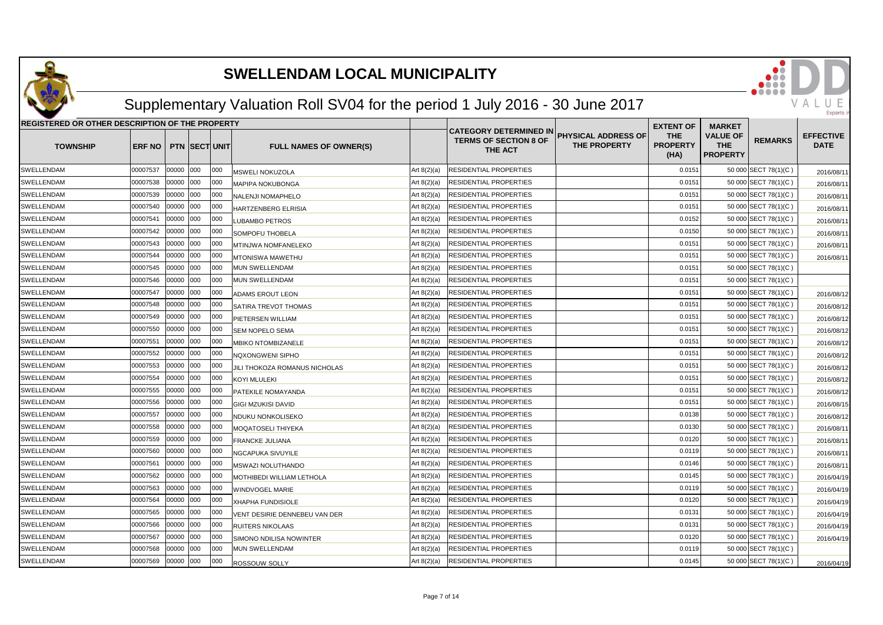# SWELLENDAM LOCAL MUNICIPALITY

## Supplementary Valuation Roll SV04 for the period 1 July 2016 - 30 June 2017

| REGISTERED OR OTHER DESCRIPTION OF THE PROPERTY | | | | | | | | | | | | |
|---|---|---|---|---|---|---|---|---|---|---|---|---|
| TOWNSHIP | ERF NO | PTN | SECT | UNIT | FULL NAMES OF OWNER(S) | | CATEGORY DETERMINED IN TERMS OF SECTION 8 OF THE ACT | PHYSICAL ADDRESS OF THE PROPERTY | EXTENT OF THE PROPERTY (HA) | MARKET VALUE OF THE PROPERTY | REMARKS | EFFECTIVE DATE |
| SWELLENDAM | 00007537 | 00000 | 000 | 000 | MSWELI NOKUZOLA | Art 8(2)(a) | RESIDENTIAL PROPERTIES | | 0.0151 | 50 000 | SECT 78(1)(C ) | 2016/08/11 |
| SWELLENDAM | 00007538 | 00000 | 000 | 000 | MAPIPA NOKUBONGA | Art 8(2)(a) | RESIDENTIAL PROPERTIES | | 0.0151 | 50 000 | SECT 78(1)(C ) | 2016/08/11 |
| SWELLENDAM | 00007539 | 00000 | 000 | 000 | NALENJI NOMAPHELO | Art 8(2)(a) | RESIDENTIAL PROPERTIES | | 0.0151 | 50 000 | SECT 78(1)(C ) | 2016/08/11 |
| SWELLENDAM | 00007540 | 00000 | 000 | 000 | HARTZENBERG ELRISIA | Art 8(2)(a) | RESIDENTIAL PROPERTIES | | 0.0151 | 50 000 | SECT 78(1)(C ) | 2016/08/11 |
| SWELLENDAM | 00007541 | 00000 | 000 | 000 | LUBAMBO PETROS | Art 8(2)(a) | RESIDENTIAL PROPERTIES | | 0.0152 | 50 000 | SECT 78(1)(C ) | 2016/08/11 |
| SWELLENDAM | 00007542 | 00000 | 000 | 000 | SOMPOFU THOBELA | Art 8(2)(a) | RESIDENTIAL PROPERTIES | | 0.0150 | 50 000 | SECT 78(1)(C ) | 2016/08/11 |
| SWELLENDAM | 00007543 | 00000 | 000 | 000 | MTINJWA NOMFANELEKO | Art 8(2)(a) | RESIDENTIAL PROPERTIES | | 0.0151 | 50 000 | SECT 78(1)(C ) | 2016/08/11 |
| SWELLENDAM | 00007544 | 00000 | 000 | 000 | MTONISWA MAWETHU | Art 8(2)(a) | RESIDENTIAL PROPERTIES | | 0.0151 | 50 000 | SECT 78(1)(C ) | 2016/08/11 |
| SWELLENDAM | 00007545 | 00000 | 000 | 000 | MUN SWELLENDAM | Art 8(2)(a) | RESIDENTIAL PROPERTIES | | 0.0151 | 50 000 | SECT 78(1)(C ) | |
| SWELLENDAM | 00007546 | 00000 | 000 | 000 | MUN SWELLENDAM | Art 8(2)(a) | RESIDENTIAL PROPERTIES | | 0.0151 | 50 000 | SECT 78(1)(C ) | |
| SWELLENDAM | 00007547 | 00000 | 000 | 000 | ADAMS EROUT LEON | Art 8(2)(a) | RESIDENTIAL PROPERTIES | | 0.0151 | 50 000 | SECT 78(1)(C ) | 2016/08/12 |
| SWELLENDAM | 00007548 | 00000 | 000 | 000 | SATIRA TREVOT THOMAS | Art 8(2)(a) | RESIDENTIAL PROPERTIES | | 0.0151 | 50 000 | SECT 78(1)(C ) | 2016/08/12 |
| SWELLENDAM | 00007549 | 00000 | 000 | 000 | PIETERSEN WILLIAM | Art 8(2)(a) | RESIDENTIAL PROPERTIES | | 0.0151 | 50 000 | SECT 78(1)(C ) | 2016/08/12 |
| SWELLENDAM | 00007550 | 00000 | 000 | 000 | SEM NOPELO SEMA | Art 8(2)(a) | RESIDENTIAL PROPERTIES | | 0.0151 | 50 000 | SECT 78(1)(C ) | 2016/08/12 |
| SWELLENDAM | 00007551 | 00000 | 000 | 000 | MBIKO NTOMBIZANELE | Art 8(2)(a) | RESIDENTIAL PROPERTIES | | 0.0151 | 50 000 | SECT 78(1)(C ) | 2016/08/12 |
| SWELLENDAM | 00007552 | 00000 | 000 | 000 | NQXONGWENI SIPHO | Art 8(2)(a) | RESIDENTIAL PROPERTIES | | 0.0151 | 50 000 | SECT 78(1)(C ) | 2016/08/12 |
| SWELLENDAM | 00007553 | 00000 | 000 | 000 | JILI THOKOZA ROMANUS NICHOLAS | Art 8(2)(a) | RESIDENTIAL PROPERTIES | | 0.0151 | 50 000 | SECT 78(1)(C ) | 2016/08/12 |
| SWELLENDAM | 00007554 | 00000 | 000 | 000 | KOYI MLULEKI | Art 8(2)(a) | RESIDENTIAL PROPERTIES | | 0.0151 | 50 000 | SECT 78(1)(C ) | 2016/08/12 |
| SWELLENDAM | 00007555 | 00000 | 000 | 000 | PATEKILE NOMAYANDA | Art 8(2)(a) | RESIDENTIAL PROPERTIES | | 0.0151 | 50 000 | SECT 78(1)(C ) | 2016/08/12 |
| SWELLENDAM | 00007556 | 00000 | 000 | 000 | GIGI MZUKISI DAVID | Art 8(2)(a) | RESIDENTIAL PROPERTIES | | 0.0151 | 50 000 | SECT 78(1)(C ) | 2016/08/15 |
| SWELLENDAM | 00007557 | 00000 | 000 | 000 | NDUKU NONKOLISEKO | Art 8(2)(a) | RESIDENTIAL PROPERTIES | | 0.0138 | 50 000 | SECT 78(1)(C ) | 2016/08/12 |
| SWELLENDAM | 00007558 | 00000 | 000 | 000 | MOQATOSELI THIYEKA | Art 8(2)(a) | RESIDENTIAL PROPERTIES | | 0.0130 | 50 000 | SECT 78(1)(C ) | 2016/08/11 |
| SWELLENDAM | 00007559 | 00000 | 000 | 000 | FRANCKE JULIANA | Art 8(2)(a) | RESIDENTIAL PROPERTIES | | 0.0120 | 50 000 | SECT 78(1)(C ) | 2016/08/11 |
| SWELLENDAM | 00007560 | 00000 | 000 | 000 | NGCAPUKA SIVUYILE | Art 8(2)(a) | RESIDENTIAL PROPERTIES | | 0.0119 | 50 000 | SECT 78(1)(C ) | 2016/08/11 |
| SWELLENDAM | 00007561 | 00000 | 000 | 000 | MSWAZI NOLUTHANDO | Art 8(2)(a) | RESIDENTIAL PROPERTIES | | 0.0146 | 50 000 | SECT 78(1)(C ) | 2016/08/11 |
| SWELLENDAM | 00007562 | 00000 | 000 | 000 | MOTHIBEDI WILLIAM LETHOLA | Art 8(2)(a) | RESIDENTIAL PROPERTIES | | 0.0145 | 50 000 | SECT 78(1)(C ) | 2016/04/19 |
| SWELLENDAM | 00007563 | 00000 | 000 | 000 | WINDVOGEL MARIE | Art 8(2)(a) | RESIDENTIAL PROPERTIES | | 0.0119 | 50 000 | SECT 78(1)(C ) | 2016/04/19 |
| SWELLENDAM | 00007564 | 00000 | 000 | 000 | XHAPHA FUNDISIOLE | Art 8(2)(a) | RESIDENTIAL PROPERTIES | | 0.0120 | 50 000 | SECT 78(1)(C ) | 2016/04/19 |
| SWELLENDAM | 00007565 | 00000 | 000 | 000 | VENT DESIRIE DENNEBEU VAN DER | Art 8(2)(a) | RESIDENTIAL PROPERTIES | | 0.0131 | 50 000 | SECT 78(1)(C ) | 2016/04/19 |
| SWELLENDAM | 00007566 | 00000 | 000 | 000 | RUITERS NIKOLAAS | Art 8(2)(a) | RESIDENTIAL PROPERTIES | | 0.0131 | 50 000 | SECT 78(1)(C ) | 2016/04/19 |
| SWELLENDAM | 00007567 | 00000 | 000 | 000 | SIMONO NDILISA NOWINTER | Art 8(2)(a) | RESIDENTIAL PROPERTIES | | 0.0120 | 50 000 | SECT 78(1)(C ) | 2016/04/19 |
| SWELLENDAM | 00007568 | 00000 | 000 | 000 | MUN SWELLENDAM | Art 8(2)(a) | RESIDENTIAL PROPERTIES | | 0.0119 | 50 000 | SECT 78(1)(C ) | |
| SWELLENDAM | 00007569 | 00000 | 000 | 000 | ROSSOUW SOLLY | Art 8(2)(a) | RESIDENTIAL PROPERTIES | | 0.0145 | 50 000 | SECT 78(1)(C ) | 2016/04/19 |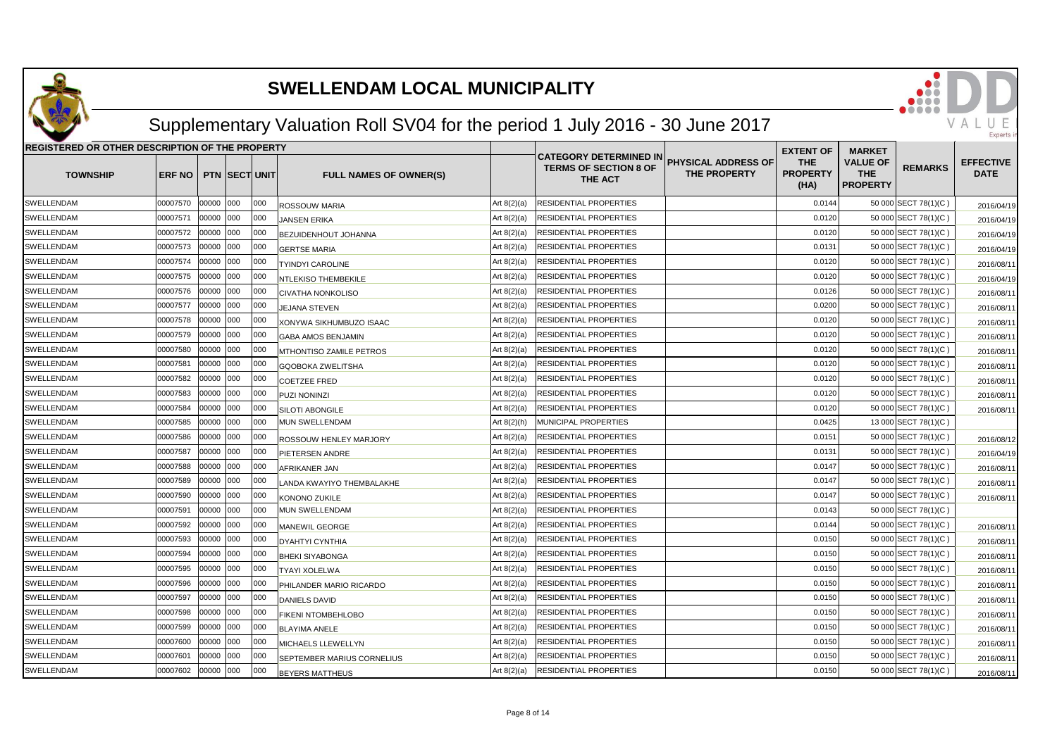# SWELLENDAM LOCAL MUNICIPALITY

## Supplementary Valuation Roll SV04 for the period 1 July 2016 - 30 June 2017

| REGISTERED OR OTHER DESCRIPTION OF THE PROPERTY | | | | | | | CATEGORY DETERMINED IN TERMS OF SECTION 8 OF THE ACT | PHYSICAL ADDRESS OF THE PROPERTY | EXTENT OF THE PROPERTY (HA) | MARKET VALUE OF THE PROPERTY | REMARKS | EFFECTIVE DATE |
|---|---|---|---|---|---|---|---|---|---|---|---|---|
| TOWNSHIP | ERF NO | PTN | SECT | UNIT | FULL NAMES OF OWNER(S) | | | | | | | |
| SWELLENDAM | 00007570 | 00000 | 000 | 000 | ROSSOUW MARIA | Art 8(2)(a) | RESIDENTIAL PROPERTIES | | 0.0144 | 50 000 | SECT 78(1)(C ) | 2016/04/19 |
| SWELLENDAM | 00007571 | 00000 | 000 | 000 | JANSEN ERIKA | Art 8(2)(a) | RESIDENTIAL PROPERTIES | | 0.0120 | 50 000 | SECT 78(1)(C ) | 2016/04/19 |
| SWELLENDAM | 00007572 | 00000 | 000 | 000 | BEZUIDENHOUT JOHANNA | Art 8(2)(a) | RESIDENTIAL PROPERTIES | | 0.0120 | 50 000 | SECT 78(1)(C ) | 2016/04/19 |
| SWELLENDAM | 00007573 | 00000 | 000 | 000 | GERTSE MARIA | Art 8(2)(a) | RESIDENTIAL PROPERTIES | | 0.0131 | 50 000 | SECT 78(1)(C ) | 2016/04/19 |
| SWELLENDAM | 00007574 | 00000 | 000 | 000 | TYINDYI CAROLINE | Art 8(2)(a) | RESIDENTIAL PROPERTIES | | 0.0120 | 50 000 | SECT 78(1)(C ) | 2016/08/11 |
| SWELLENDAM | 00007575 | 00000 | 000 | 000 | NTLEKISO THEMBEKILE | Art 8(2)(a) | RESIDENTIAL PROPERTIES | | 0.0120 | 50 000 | SECT 78(1)(C ) | 2016/04/19 |
| SWELLENDAM | 00007576 | 00000 | 000 | 000 | CIVATHA NONKOLISO | Art 8(2)(a) | RESIDENTIAL PROPERTIES | | 0.0126 | 50 000 | SECT 78(1)(C ) | 2016/08/11 |
| SWELLENDAM | 00007577 | 00000 | 000 | 000 | JEJANA STEVEN | Art 8(2)(a) | RESIDENTIAL PROPERTIES | | 0.0200 | 50 000 | SECT 78(1)(C ) | 2016/08/11 |
| SWELLENDAM | 00007578 | 00000 | 000 | 000 | XONYWA SIKHUMBUZO ISAAC | Art 8(2)(a) | RESIDENTIAL PROPERTIES | | 0.0120 | 50 000 | SECT 78(1)(C ) | 2016/08/11 |
| SWELLENDAM | 00007579 | 00000 | 000 | 000 | GABA AMOS BENJAMIN | Art 8(2)(a) | RESIDENTIAL PROPERTIES | | 0.0120 | 50 000 | SECT 78(1)(C ) | 2016/08/11 |
| SWELLENDAM | 00007580 | 00000 | 000 | 000 | MTHONTISO ZAMILE PETROS | Art 8(2)(a) | RESIDENTIAL PROPERTIES | | 0.0120 | 50 000 | SECT 78(1)(C ) | 2016/08/11 |
| SWELLENDAM | 00007581 | 00000 | 000 | 000 | GQOBOKA ZWELITSHA | Art 8(2)(a) | RESIDENTIAL PROPERTIES | | 0.0120 | 50 000 | SECT 78(1)(C ) | 2016/08/11 |
| SWELLENDAM | 00007582 | 00000 | 000 | 000 | COETZEE FRED | Art 8(2)(a) | RESIDENTIAL PROPERTIES | | 0.0120 | 50 000 | SECT 78(1)(C ) | 2016/08/11 |
| SWELLENDAM | 00007583 | 00000 | 000 | 000 | PUZI NONINZI | Art 8(2)(a) | RESIDENTIAL PROPERTIES | | 0.0120 | 50 000 | SECT 78(1)(C ) | 2016/08/11 |
| SWELLENDAM | 00007584 | 00000 | 000 | 000 | SILOTI ABONGILE | Art 8(2)(a) | RESIDENTIAL PROPERTIES | | 0.0120 | 50 000 | SECT 78(1)(C ) | 2016/08/11 |
| SWELLENDAM | 00007585 | 00000 | 000 | 000 | MUN SWELLENDAM | Art 8(2)(h) | MUNICIPAL PROPERTIES | | 0.0425 | 13 000 | SECT 78(1)(C ) | |
| SWELLENDAM | 00007586 | 00000 | 000 | 000 | ROSSOUW HENLEY MARJORY | Art 8(2)(a) | RESIDENTIAL PROPERTIES | | 0.0151 | 50 000 | SECT 78(1)(C ) | 2016/08/12 |
| SWELLENDAM | 00007587 | 00000 | 000 | 000 | PIETERSEN ANDRE | Art 8(2)(a) | RESIDENTIAL PROPERTIES | | 0.0131 | 50 000 | SECT 78(1)(C ) | 2016/04/19 |
| SWELLENDAM | 00007588 | 00000 | 000 | 000 | AFRIKANER JAN | Art 8(2)(a) | RESIDENTIAL PROPERTIES | | 0.0147 | 50 000 | SECT 78(1)(C ) | 2016/08/11 |
| SWELLENDAM | 00007589 | 00000 | 000 | 000 | LANDA KWAYIYO THEMBALAKHE | Art 8(2)(a) | RESIDENTIAL PROPERTIES | | 0.0147 | 50 000 | SECT 78(1)(C ) | 2016/08/11 |
| SWELLENDAM | 00007590 | 00000 | 000 | 000 | KONONO ZUKILE | Art 8(2)(a) | RESIDENTIAL PROPERTIES | | 0.0147 | 50 000 | SECT 78(1)(C ) | 2016/08/11 |
| SWELLENDAM | 00007591 | 00000 | 000 | 000 | MUN SWELLENDAM | Art 8(2)(a) | RESIDENTIAL PROPERTIES | | 0.0143 | 50 000 | SECT 78(1)(C ) | |
| SWELLENDAM | 00007592 | 00000 | 000 | 000 | MANEWIL GEORGE | Art 8(2)(a) | RESIDENTIAL PROPERTIES | | 0.0144 | 50 000 | SECT 78(1)(C ) | 2016/08/11 |
| SWELLENDAM | 00007593 | 00000 | 000 | 000 | DYAHTYI CYNTHIA | Art 8(2)(a) | RESIDENTIAL PROPERTIES | | 0.0150 | 50 000 | SECT 78(1)(C ) | 2016/08/11 |
| SWELLENDAM | 00007594 | 00000 | 000 | 000 | BHEKI SIYABONGA | Art 8(2)(a) | RESIDENTIAL PROPERTIES | | 0.0150 | 50 000 | SECT 78(1)(C ) | 2016/08/11 |
| SWELLENDAM | 00007595 | 00000 | 000 | 000 | TYAYI XOLELWA | Art 8(2)(a) | RESIDENTIAL PROPERTIES | | 0.0150 | 50 000 | SECT 78(1)(C ) | 2016/08/11 |
| SWELLENDAM | 00007596 | 00000 | 000 | 000 | PHILANDER MARIO RICARDO | Art 8(2)(a) | RESIDENTIAL PROPERTIES | | 0.0150 | 50 000 | SECT 78(1)(C ) | 2016/08/11 |
| SWELLENDAM | 00007597 | 00000 | 000 | 000 | DANIELS DAVID | Art 8(2)(a) | RESIDENTIAL PROPERTIES | | 0.0150 | 50 000 | SECT 78(1)(C ) | 2016/08/11 |
| SWELLENDAM | 00007598 | 00000 | 000 | 000 | FIKENI NTOMBEHLOBO | Art 8(2)(a) | RESIDENTIAL PROPERTIES | | 0.0150 | 50 000 | SECT 78(1)(C ) | 2016/08/11 |
| SWELLENDAM | 00007599 | 00000 | 000 | 000 | BLAYIMA ANELE | Art 8(2)(a) | RESIDENTIAL PROPERTIES | | 0.0150 | 50 000 | SECT 78(1)(C ) | 2016/08/11 |
| SWELLENDAM | 00007600 | 00000 | 000 | 000 | MICHAELS LLEWELLYN | Art 8(2)(a) | RESIDENTIAL PROPERTIES | | 0.0150 | 50 000 | SECT 78(1)(C ) | 2016/08/11 |
| SWELLENDAM | 00007601 | 00000 | 000 | 000 | SEPTEMBER MARIUS CORNELIUS | Art 8(2)(a) | RESIDENTIAL PROPERTIES | | 0.0150 | 50 000 | SECT 78(1)(C ) | 2016/08/11 |
| SWELLENDAM | 00007602 | 00000 | 000 | 000 | BEYERS MATTHEUS | Art 8(2)(a) | RESIDENTIAL PROPERTIES | | 0.0150 | 50 000 | SECT 78(1)(C ) | 2016/08/11 |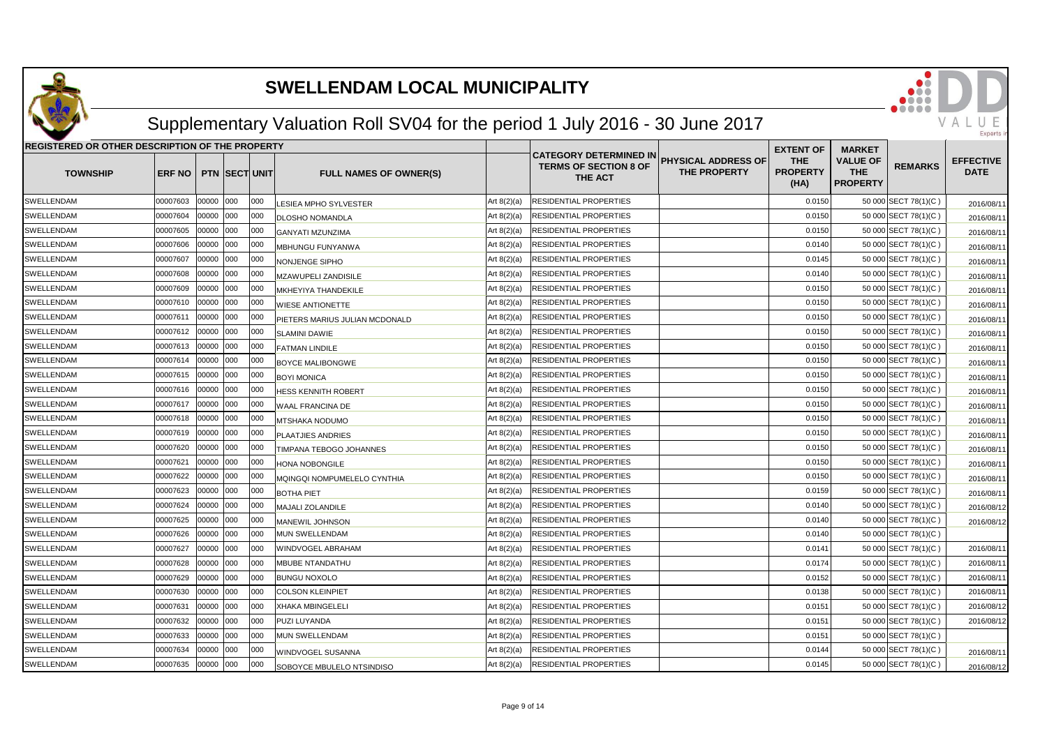# SWELLENDAM LOCAL MUNICIPALITY

## Supplementary Valuation Roll SV04 for the period 1 July 2016 - 30 June 2017

| REGISTERED OR OTHER DESCRIPTION OF THE PROPERTY | | | | | | | | | | | | |
|---|---|---|---|---|---|---|---|---|---|---|---|---|
| TOWNSHIP | ERF NO | PTN | SECT | UNIT | FULL NAMES OF OWNER(S) | | CATEGORY DETERMINED IN TERMS OF SECTION 8 OF THE ACT | PHYSICAL ADDRESS OF THE PROPERTY | EXTENT OF THE PROPERTY (HA) | MARKET VALUE OF THE PROPERTY | REMARKS | EFFECTIVE DATE |
| SWELLENDAM | 00007603 | 00000 | 000 | 000 | LESIEA MPHO SYLVESTER | Art 8(2)(a) | RESIDENTIAL PROPERTIES | | 0.0150 | 50 000 | SECT 78(1)(C ) | 2016/08/11 |
| SWELLENDAM | 00007604 | 00000 | 000 | 000 | DLOSHO NOMANDLA | Art 8(2)(a) | RESIDENTIAL PROPERTIES | | 0.0150 | 50 000 | SECT 78(1)(C ) | 2016/08/11 |
| SWELLENDAM | 00007605 | 00000 | 000 | 000 | GANYATI MZUNZIMA | Art 8(2)(a) | RESIDENTIAL PROPERTIES | | 0.0150 | 50 000 | SECT 78(1)(C ) | 2016/08/11 |
| SWELLENDAM | 00007606 | 00000 | 000 | 000 | MBHUNGU FUNYANWA | Art 8(2)(a) | RESIDENTIAL PROPERTIES | | 0.0140 | 50 000 | SECT 78(1)(C ) | 2016/08/11 |
| SWELLENDAM | 00007607 | 00000 | 000 | 000 | NONJENGE SIPHO | Art 8(2)(a) | RESIDENTIAL PROPERTIES | | 0.0145 | 50 000 | SECT 78(1)(C ) | 2016/08/11 |
| SWELLENDAM | 00007608 | 00000 | 000 | 000 | MZAWUPELI ZANDISILE | Art 8(2)(a) | RESIDENTIAL PROPERTIES | | 0.0140 | 50 000 | SECT 78(1)(C ) | 2016/08/11 |
| SWELLENDAM | 00007609 | 00000 | 000 | 000 | MKHEYIYA THANDEKILE | Art 8(2)(a) | RESIDENTIAL PROPERTIES | | 0.0150 | 50 000 | SECT 78(1)(C ) | 2016/08/11 |
| SWELLENDAM | 00007610 | 00000 | 000 | 000 | WIESE ANTIONETTE | Art 8(2)(a) | RESIDENTIAL PROPERTIES | | 0.0150 | 50 000 | SECT 78(1)(C ) | 2016/08/11 |
| SWELLENDAM | 00007611 | 00000 | 000 | 000 | PIETERS MARIUS JULIAN MCDONALD | Art 8(2)(a) | RESIDENTIAL PROPERTIES | | 0.0150 | 50 000 | SECT 78(1)(C ) | 2016/08/11 |
| SWELLENDAM | 00007612 | 00000 | 000 | 000 | SLAMINI DAWIE | Art 8(2)(a) | RESIDENTIAL PROPERTIES | | 0.0150 | 50 000 | SECT 78(1)(C ) | 2016/08/11 |
| SWELLENDAM | 00007613 | 00000 | 000 | 000 | FATMAN LINDILE | Art 8(2)(a) | RESIDENTIAL PROPERTIES | | 0.0150 | 50 000 | SECT 78(1)(C ) | 2016/08/11 |
| SWELLENDAM | 00007614 | 00000 | 000 | 000 | BOYCE MALIBONGWE | Art 8(2)(a) | RESIDENTIAL PROPERTIES | | 0.0150 | 50 000 | SECT 78(1)(C ) | 2016/08/11 |
| SWELLENDAM | 00007615 | 00000 | 000 | 000 | BOYI MONICA | Art 8(2)(a) | RESIDENTIAL PROPERTIES | | 0.0150 | 50 000 | SECT 78(1)(C ) | 2016/08/11 |
| SWELLENDAM | 00007616 | 00000 | 000 | 000 | HESS KENNITH ROBERT | Art 8(2)(a) | RESIDENTIAL PROPERTIES | | 0.0150 | 50 000 | SECT 78(1)(C ) | 2016/08/11 |
| SWELLENDAM | 00007617 | 00000 | 000 | 000 | WAAL FRANCINA DE | Art 8(2)(a) | RESIDENTIAL PROPERTIES | | 0.0150 | 50 000 | SECT 78(1)(C ) | 2016/08/11 |
| SWELLENDAM | 00007618 | 00000 | 000 | 000 | MTSHAKA NODUMO | Art 8(2)(a) | RESIDENTIAL PROPERTIES | | 0.0150 | 50 000 | SECT 78(1)(C ) | 2016/08/11 |
| SWELLENDAM | 00007619 | 00000 | 000 | 000 | PLAATJIES ANDRIES | Art 8(2)(a) | RESIDENTIAL PROPERTIES | | 0.0150 | 50 000 | SECT 78(1)(C ) | 2016/08/11 |
| SWELLENDAM | 00007620 | 00000 | 000 | 000 | TIMPANA TEBOGO JOHANNES | Art 8(2)(a) | RESIDENTIAL PROPERTIES | | 0.0150 | 50 000 | SECT 78(1)(C ) | 2016/08/11 |
| SWELLENDAM | 00007621 | 00000 | 000 | 000 | HONA NOBONGILE | Art 8(2)(a) | RESIDENTIAL PROPERTIES | | 0.0150 | 50 000 | SECT 78(1)(C ) | 2016/08/11 |
| SWELLENDAM | 00007622 | 00000 | 000 | 000 | MQINGQI NOMPUMELELO CYNTHIA | Art 8(2)(a) | RESIDENTIAL PROPERTIES | | 0.0150 | 50 000 | SECT 78(1)(C ) | 2016/08/11 |
| SWELLENDAM | 00007623 | 00000 | 000 | 000 | BOTHA PIET | Art 8(2)(a) | RESIDENTIAL PROPERTIES | | 0.0159 | 50 000 | SECT 78(1)(C ) | 2016/08/11 |
| SWELLENDAM | 00007624 | 00000 | 000 | 000 | MAJALI ZOLANDILE | Art 8(2)(a) | RESIDENTIAL PROPERTIES | | 0.0140 | 50 000 | SECT 78(1)(C ) | 2016/08/12 |
| SWELLENDAM | 00007625 | 00000 | 000 | 000 | MANEWIL JOHNSON | Art 8(2)(a) | RESIDENTIAL PROPERTIES | | 0.0140 | 50 000 | SECT 78(1)(C ) | 2016/08/12 |
| SWELLENDAM | 00007626 | 00000 | 000 | 000 | MUN SWELLENDAM | Art 8(2)(a) | RESIDENTIAL PROPERTIES | | 0.0140 | 50 000 | SECT 78(1)(C ) | |
| SWELLENDAM | 00007627 | 00000 | 000 | 000 | WINDVOGEL ABRAHAM | Art 8(2)(a) | RESIDENTIAL PROPERTIES | | 0.0141 | 50 000 | SECT 78(1)(C ) | 2016/08/11 |
| SWELLENDAM | 00007628 | 00000 | 000 | 000 | MBUBE NTANDATHU | Art 8(2)(a) | RESIDENTIAL PROPERTIES | | 0.0174 | 50 000 | SECT 78(1)(C ) | 2016/08/11 |
| SWELLENDAM | 00007629 | 00000 | 000 | 000 | BUNGU NOXOLO | Art 8(2)(a) | RESIDENTIAL PROPERTIES | | 0.0152 | 50 000 | SECT 78(1)(C ) | 2016/08/11 |
| SWELLENDAM | 00007630 | 00000 | 000 | 000 | COLSON KLEINPIET | Art 8(2)(a) | RESIDENTIAL PROPERTIES | | 0.0138 | 50 000 | SECT 78(1)(C ) | 2016/08/11 |
| SWELLENDAM | 00007631 | 00000 | 000 | 000 | XHAKA MBINGELELI | Art 8(2)(a) | RESIDENTIAL PROPERTIES | | 0.0151 | 50 000 | SECT 78(1)(C ) | 2016/08/12 |
| SWELLENDAM | 00007632 | 00000 | 000 | 000 | PUZI LUYANDA | Art 8(2)(a) | RESIDENTIAL PROPERTIES | | 0.0151 | 50 000 | SECT 78(1)(C ) | 2016/08/12 |
| SWELLENDAM | 00007633 | 00000 | 000 | 000 | MUN SWELLENDAM | Art 8(2)(a) | RESIDENTIAL PROPERTIES | | 0.0151 | 50 000 | SECT 78(1)(C ) | |
| SWELLENDAM | 00007634 | 00000 | 000 | 000 | WINDVOGEL SUSANNA | Art 8(2)(a) | RESIDENTIAL PROPERTIES | | 0.0144 | 50 000 | SECT 78(1)(C ) | 2016/08/11 |
| SWELLENDAM | 00007635 | 00000 | 000 | 000 | SOBOYCE MBULELO NTSINDISO | Art 8(2)(a) | RESIDENTIAL PROPERTIES | | 0.0145 | 50 000 | SECT 78(1)(C ) | 2016/08/12 |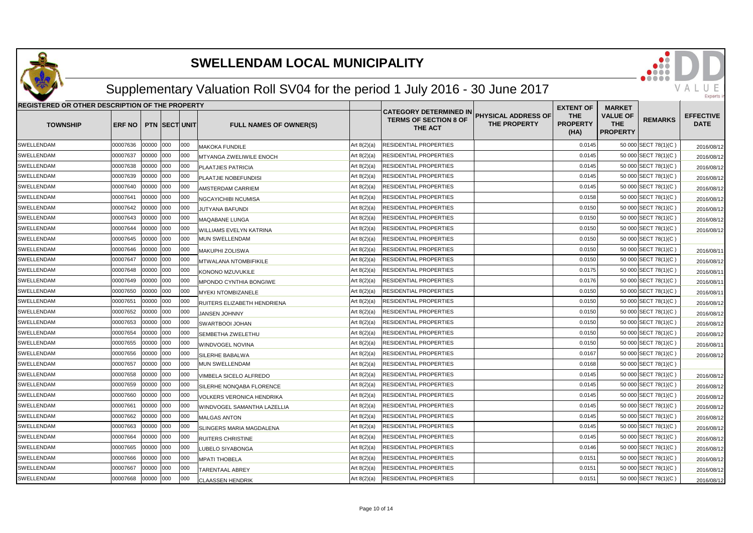# SWELLENDAM LOCAL MUNICIPALITY

## Supplementary Valuation Roll SV04 for the period 1 July 2016 - 30 June 2017

| REGISTERED OR OTHER DESCRIPTION OF THE PROPERTY | | | | | | | | | | | | |
|---|---|---|---|---|---|---|---|---|---|---|---|---|
| **TOWNSHIP** | **ERF NO** | **PTN** | **SECT** | **UNIT** | **FULL NAMES OF OWNER(S)** | | **CATEGORY DETERMINED IN TERMS OF SECTION 8 OF THE ACT** | **PHYSICAL ADDRESS OF THE PROPERTY** | **EXTENT OF THE PROPERTY (HA)** | **MARKET VALUE OF THE PROPERTY** | **REMARKS** | **EFFECTIVE DATE** |
| SWELLENDAM | 00007636 | 00000 | 000 | 000 | MAKOKA FUNDILE | Art 8(2)(a) | RESIDENTIAL PROPERTIES | | 0.0145 | 50 000 | SECT 78(1)(C ) | 2016/08/12 |
| SWELLENDAM | 00007637 | 00000 | 000 | 000 | MTYANGA ZWELIWILE ENOCH | Art 8(2)(a) | RESIDENTIAL PROPERTIES | | 0.0145 | 50 000 | SECT 78(1)(C ) | 2016/08/12 |
| SWELLENDAM | 00007638 | 00000 | 000 | 000 | PLAATJIES PATRICIA | Art 8(2)(a) | RESIDENTIAL PROPERTIES | | 0.0145 | 50 000 | SECT 78(1)(C ) | 2016/08/12 |
| SWELLENDAM | 00007639 | 00000 | 000 | 000 | PLAATJIE NOBEFUNDISI | Art 8(2)(a) | RESIDENTIAL PROPERTIES | | 0.0145 | 50 000 | SECT 78(1)(C ) | 2016/08/12 |
| SWELLENDAM | 00007640 | 00000 | 000 | 000 | AMSTERDAM CARRIEM | Art 8(2)(a) | RESIDENTIAL PROPERTIES | | 0.0145 | 50 000 | SECT 78(1)(C ) | 2016/08/12 |
| SWELLENDAM | 00007641 | 00000 | 000 | 000 | NGCAYICHIBI NCUMISA | Art 8(2)(a) | RESIDENTIAL PROPERTIES | | 0.0158 | 50 000 | SECT 78(1)(C ) | 2016/08/12 |
| SWELLENDAM | 00007642 | 00000 | 000 | 000 | JUTYANA BAFUNDI | Art 8(2)(a) | RESIDENTIAL PROPERTIES | | 0.0150 | 50 000 | SECT 78(1)(C ) | 2016/08/12 |
| SWELLENDAM | 00007643 | 00000 | 000 | 000 | MAQABANE LUNGA | Art 8(2)(a) | RESIDENTIAL PROPERTIES | | 0.0150 | 50 000 | SECT 78(1)(C ) | 2016/08/12 |
| SWELLENDAM | 00007644 | 00000 | 000 | 000 | WILLIAMS EVELYN KATRINA | Art 8(2)(a) | RESIDENTIAL PROPERTIES | | 0.0150 | 50 000 | SECT 78(1)(C ) | 2016/08/12 |
| SWELLENDAM | 00007645 | 00000 | 000 | 000 | MUN SWELLENDAM | Art 8(2)(a) | RESIDENTIAL PROPERTIES | | 0.0150 | 50 000 | SECT 78(1)(C ) | |
| SWELLENDAM | 00007646 | 00000 | 000 | 000 | MAKUPHI ZOLISWA | Art 8(2)(a) | RESIDENTIAL PROPERTIES | | 0.0150 | 50 000 | SECT 78(1)(C ) | 2016/08/11 |
| SWELLENDAM | 00007647 | 00000 | 000 | 000 | MTWALANA NTOMBIFIKILE | Art 8(2)(a) | RESIDENTIAL PROPERTIES | | 0.0150 | 50 000 | SECT 78(1)(C ) | 2016/08/12 |
| SWELLENDAM | 00007648 | 00000 | 000 | 000 | KONONO MZUVUKILE | Art 8(2)(a) | RESIDENTIAL PROPERTIES | | 0.0175 | 50 000 | SECT 78(1)(C ) | 2016/08/11 |
| SWELLENDAM | 00007649 | 00000 | 000 | 000 | MPONDO CYNTHIA BONGIWE | Art 8(2)(a) | RESIDENTIAL PROPERTIES | | 0.0176 | 50 000 | SECT 78(1)(C ) | 2016/08/11 |
| SWELLENDAM | 00007650 | 00000 | 000 | 000 | MYEKI NTOMBIZANELE | Art 8(2)(a) | RESIDENTIAL PROPERTIES | | 0.0150 | 50 000 | SECT 78(1)(C ) | 2016/08/11 |
| SWELLENDAM | 00007651 | 00000 | 000 | 000 | RUITERS ELIZABETH HENDRIENA | Art 8(2)(a) | RESIDENTIAL PROPERTIES | | 0.0150 | 50 000 | SECT 78(1)(C ) | 2016/08/12 |
| SWELLENDAM | 00007652 | 00000 | 000 | 000 | JANSEN JOHNNY | Art 8(2)(a) | RESIDENTIAL PROPERTIES | | 0.0150 | 50 000 | SECT 78(1)(C ) | 2016/08/12 |
| SWELLENDAM | 00007653 | 00000 | 000 | 000 | SWARTBOOI JOHAN | Art 8(2)(a) | RESIDENTIAL PROPERTIES | | 0.0150 | 50 000 | SECT 78(1)(C ) | 2016/08/12 |
| SWELLENDAM | 00007654 | 00000 | 000 | 000 | SEMBETHA ZWELETHU | Art 8(2)(a) | RESIDENTIAL PROPERTIES | | 0.0150 | 50 000 | SECT 78(1)(C ) | 2016/08/12 |
| SWELLENDAM | 00007655 | 00000 | 000 | 000 | WINDVOGEL NOVINA | Art 8(2)(a) | RESIDENTIAL PROPERTIES | | 0.0150 | 50 000 | SECT 78(1)(C ) | 2016/08/11 |
| SWELLENDAM | 00007656 | 00000 | 000 | 000 | SILERHE BABALWA | Art 8(2)(a) | RESIDENTIAL PROPERTIES | | 0.0167 | 50 000 | SECT 78(1)(C ) | 2016/08/12 |
| SWELLENDAM | 00007657 | 00000 | 000 | 000 | MUN SWELLENDAM | Art 8(2)(a) | RESIDENTIAL PROPERTIES | | 0.0168 | 50 000 | SECT 78(1)(C ) | |
| SWELLENDAM | 00007658 | 00000 | 000 | 000 | VIMBELA SICELO ALFREDO | Art 8(2)(a) | RESIDENTIAL PROPERTIES | | 0.0145 | 50 000 | SECT 78(1)(C ) | 2016/08/12 |
| SWELLENDAM | 00007659 | 00000 | 000 | 000 | SILERHE NONQABA FLORENCE | Art 8(2)(a) | RESIDENTIAL PROPERTIES | | 0.0145 | 50 000 | SECT 78(1)(C ) | 2016/08/12 |
| SWELLENDAM | 00007660 | 00000 | 000 | 000 | VOLKERS VERONICA HENDRIKA | Art 8(2)(a) | RESIDENTIAL PROPERTIES | | 0.0145 | 50 000 | SECT 78(1)(C ) | 2016/08/12 |
| SWELLENDAM | 00007661 | 00000 | 000 | 000 | WINDVOGEL SAMANTHA LAZELLIA | Art 8(2)(a) | RESIDENTIAL PROPERTIES | | 0.0145 | 50 000 | SECT 78(1)(C ) | 2016/08/12 |
| SWELLENDAM | 00007662 | 00000 | 000 | 000 | MALGAS ANTON | Art 8(2)(a) | RESIDENTIAL PROPERTIES | | 0.0145 | 50 000 | SECT 78(1)(C ) | 2016/08/12 |
| SWELLENDAM | 00007663 | 00000 | 000 | 000 | SLINGERS MARIA MAGDALENA | Art 8(2)(a) | RESIDENTIAL PROPERTIES | | 0.0145 | 50 000 | SECT 78(1)(C ) | 2016/08/12 |
| SWELLENDAM | 00007664 | 00000 | 000 | 000 | RUITERS CHRISTINE | Art 8(2)(a) | RESIDENTIAL PROPERTIES | | 0.0145 | 50 000 | SECT 78(1)(C ) | 2016/08/12 |
| SWELLENDAM | 00007665 | 00000 | 000 | 000 | LUBELO SIYABONGA | Art 8(2)(a) | RESIDENTIAL PROPERTIES | | 0.0146 | 50 000 | SECT 78(1)(C ) | 2016/08/12 |
| SWELLENDAM | 00007666 | 00000 | 000 | 000 | MPATI THOBELA | Art 8(2)(a) | RESIDENTIAL PROPERTIES | | 0.0151 | 50 000 | SECT 78(1)(C ) | 2016/08/12 |
| SWELLENDAM | 00007667 | 00000 | 000 | 000 | TARENTAAL ABREY | Art 8(2)(a) | RESIDENTIAL PROPERTIES | | 0.0151 | 50 000 | SECT 78(1)(C ) | 2016/08/12 |
| SWELLENDAM | 00007668 | 00000 | 000 | 000 | CLAASSEN HENDRIK | Art 8(2)(a) | RESIDENTIAL PROPERTIES | | 0.0151 | 50 000 | SECT 78(1)(C ) | 2016/08/12 |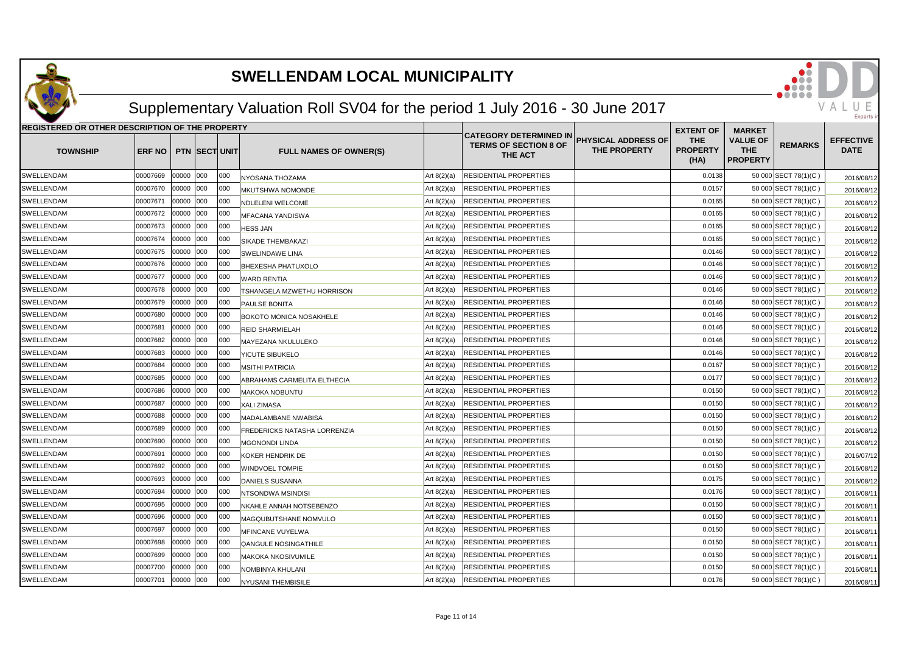# SWELLENDAM LOCAL MUNICIPALITY

## Supplementary Valuation Roll SV04 for the period 1 July 2016 - 30 June 2017

| REGISTERED OR OTHER DESCRIPTION OF THE PROPERTY | | | | | | | | | | | | |
|---|---|---|---|---|---|---|---|---|---|---|---|---|
| TOWNSHIP | ERF NO | PTN | SECT | UNIT | FULL NAMES OF OWNER(S) | | CATEGORY DETERMINED IN TERMS OF SECTION 8 OF THE ACT | PHYSICAL ADDRESS OF THE PROPERTY | EXTENT OF THE PROPERTY (HA) | MARKET VALUE OF THE PROPERTY | REMARKS | EFFECTIVE DATE |
| SWELLENDAM | 00007669 | 00000 | 000 | 000 | NYOSANA THOZAMA | Art 8(2)(a) | RESIDENTIAL PROPERTIES | | 0.0138 | 50 000 | SECT 78(1)(C ) | 2016/08/12 |
| SWELLENDAM | 00007670 | 00000 | 000 | 000 | MKUTSHWA NOMONDE | Art 8(2)(a) | RESIDENTIAL PROPERTIES | | 0.0157 | 50 000 | SECT 78(1)(C ) | 2016/08/12 |
| SWELLENDAM | 00007671 | 00000 | 000 | 000 | NDLELENI WELCOME | Art 8(2)(a) | RESIDENTIAL PROPERTIES | | 0.0165 | 50 000 | SECT 78(1)(C ) | 2016/08/12 |
| SWELLENDAM | 00007672 | 00000 | 000 | 000 | MFACANA YANDISWA | Art 8(2)(a) | RESIDENTIAL PROPERTIES | | 0.0165 | 50 000 | SECT 78(1)(C ) | 2016/08/12 |
| SWELLENDAM | 00007673 | 00000 | 000 | 000 | HESS JAN | Art 8(2)(a) | RESIDENTIAL PROPERTIES | | 0.0165 | 50 000 | SECT 78(1)(C ) | 2016/08/12 |
| SWELLENDAM | 00007674 | 00000 | 000 | 000 | SIKADE THEMBAKAZI | Art 8(2)(a) | RESIDENTIAL PROPERTIES | | 0.0165 | 50 000 | SECT 78(1)(C ) | 2016/08/12 |
| SWELLENDAM | 00007675 | 00000 | 000 | 000 | SWELINDAWE LINA | Art 8(2)(a) | RESIDENTIAL PROPERTIES | | 0.0146 | 50 000 | SECT 78(1)(C ) | 2016/08/12 |
| SWELLENDAM | 00007676 | 00000 | 000 | 000 | BHEXESHA PHATUXOLO | Art 8(2)(a) | RESIDENTIAL PROPERTIES | | 0.0146 | 50 000 | SECT 78(1)(C ) | 2016/08/12 |
| SWELLENDAM | 00007677 | 00000 | 000 | 000 | WARD RENTIA | Art 8(2)(a) | RESIDENTIAL PROPERTIES | | 0.0146 | 50 000 | SECT 78(1)(C ) | 2016/08/12 |
| SWELLENDAM | 00007678 | 00000 | 000 | 000 | TSHANGELA MZWETHU HORRISON | Art 8(2)(a) | RESIDENTIAL PROPERTIES | | 0.0146 | 50 000 | SECT 78(1)(C ) | 2016/08/12 |
| SWELLENDAM | 00007679 | 00000 | 000 | 000 | PAULSE BONITA | Art 8(2)(a) | RESIDENTIAL PROPERTIES | | 0.0146 | 50 000 | SECT 78(1)(C ) | 2016/08/12 |
| SWELLENDAM | 00007680 | 00000 | 000 | 000 | BOKOTO MONICA NOSAKHELE | Art 8(2)(a) | RESIDENTIAL PROPERTIES | | 0.0146 | 50 000 | SECT 78(1)(C ) | 2016/08/12 |
| SWELLENDAM | 00007681 | 00000 | 000 | 000 | REID SHARMIELAH | Art 8(2)(a) | RESIDENTIAL PROPERTIES | | 0.0146 | 50 000 | SECT 78(1)(C ) | 2016/08/12 |
| SWELLENDAM | 00007682 | 00000 | 000 | 000 | MAYEZANA NKULULEKO | Art 8(2)(a) | RESIDENTIAL PROPERTIES | | 0.0146 | 50 000 | SECT 78(1)(C ) | 2016/08/12 |
| SWELLENDAM | 00007683 | 00000 | 000 | 000 | YICUTE SIBUKELO | Art 8(2)(a) | RESIDENTIAL PROPERTIES | | 0.0146 | 50 000 | SECT 78(1)(C ) | 2016/08/12 |
| SWELLENDAM | 00007684 | 00000 | 000 | 000 | MSITHI PATRICIA | Art 8(2)(a) | RESIDENTIAL PROPERTIES | | 0.0167 | 50 000 | SECT 78(1)(C ) | 2016/08/12 |
| SWELLENDAM | 00007685 | 00000 | 000 | 000 | ABRAHAMS CARMELITA ELTHECIA | Art 8(2)(a) | RESIDENTIAL PROPERTIES | | 0.0177 | 50 000 | SECT 78(1)(C ) | 2016/08/12 |
| SWELLENDAM | 00007686 | 00000 | 000 | 000 | MAKOKA NOBUNTU | Art 8(2)(a) | RESIDENTIAL PROPERTIES | | 0.0150 | 50 000 | SECT 78(1)(C ) | 2016/08/12 |
| SWELLENDAM | 00007687 | 00000 | 000 | 000 | XALI ZIMASA | Art 8(2)(a) | RESIDENTIAL PROPERTIES | | 0.0150 | 50 000 | SECT 78(1)(C ) | 2016/08/12 |
| SWELLENDAM | 00007688 | 00000 | 000 | 000 | MADALAMBANE NWABISA | Art 8(2)(a) | RESIDENTIAL PROPERTIES | | 0.0150 | 50 000 | SECT 78(1)(C ) | 2016/08/12 |
| SWELLENDAM | 00007689 | 00000 | 000 | 000 | FREDERICKS NATASHA LORRENZIA | Art 8(2)(a) | RESIDENTIAL PROPERTIES | | 0.0150 | 50 000 | SECT 78(1)(C ) | 2016/08/12 |
| SWELLENDAM | 00007690 | 00000 | 000 | 000 | MGONONDI LINDA | Art 8(2)(a) | RESIDENTIAL PROPERTIES | | 0.0150 | 50 000 | SECT 78(1)(C ) | 2016/08/12 |
| SWELLENDAM | 00007691 | 00000 | 000 | 000 | KOKER HENDRIK DE | Art 8(2)(a) | RESIDENTIAL PROPERTIES | | 0.0150 | 50 000 | SECT 78(1)(C ) | 2016/07/12 |
| SWELLENDAM | 00007692 | 00000 | 000 | 000 | WINDVOEL TOMPIE | Art 8(2)(a) | RESIDENTIAL PROPERTIES | | 0.0150 | 50 000 | SECT 78(1)(C ) | 2016/08/12 |
| SWELLENDAM | 00007693 | 00000 | 000 | 000 | DANIELS SUSANNA | Art 8(2)(a) | RESIDENTIAL PROPERTIES | | 0.0175 | 50 000 | SECT 78(1)(C ) | 2016/08/12 |
| SWELLENDAM | 00007694 | 00000 | 000 | 000 | NTSONDWA MSINDISI | Art 8(2)(a) | RESIDENTIAL PROPERTIES | | 0.0176 | 50 000 | SECT 78(1)(C ) | 2016/08/11 |
| SWELLENDAM | 00007695 | 00000 | 000 | 000 | NKAHLE ANNAH NOTSEBENZO | Art 8(2)(a) | RESIDENTIAL PROPERTIES | | 0.0150 | 50 000 | SECT 78(1)(C ) | 2016/08/11 |
| SWELLENDAM | 00007696 | 00000 | 000 | 000 | MAGQUBUTSHANE NOMVULO | Art 8(2)(a) | RESIDENTIAL PROPERTIES | | 0.0150 | 50 000 | SECT 78(1)(C ) | 2016/08/11 |
| SWELLENDAM | 00007697 | 00000 | 000 | 000 | MFINCANE VUYELWA | Art 8(2)(a) | RESIDENTIAL PROPERTIES | | 0.0150 | 50 000 | SECT 78(1)(C ) | 2016/08/11 |
| SWELLENDAM | 00007698 | 00000 | 000 | 000 | QANGULE NOSINGATHILE | Art 8(2)(a) | RESIDENTIAL PROPERTIES | | 0.0150 | 50 000 | SECT 78(1)(C ) | 2016/08/11 |
| SWELLENDAM | 00007699 | 00000 | 000 | 000 | MAKOKA NKOSIVUMILE | Art 8(2)(a) | RESIDENTIAL PROPERTIES | | 0.0150 | 50 000 | SECT 78(1)(C ) | 2016/08/11 |
| SWELLENDAM | 00007700 | 00000 | 000 | 000 | NOMBINYA KHULANI | Art 8(2)(a) | RESIDENTIAL PROPERTIES | | 0.0150 | 50 000 | SECT 78(1)(C ) | 2016/08/11 |
| SWELLENDAM | 00007701 | 00000 | 000 | 000 | NYUSANI THEMBISILE | Art 8(2)(a) | RESIDENTIAL PROPERTIES | | 0.0176 | 50 000 | SECT 78(1)(C ) | 2016/08/11 |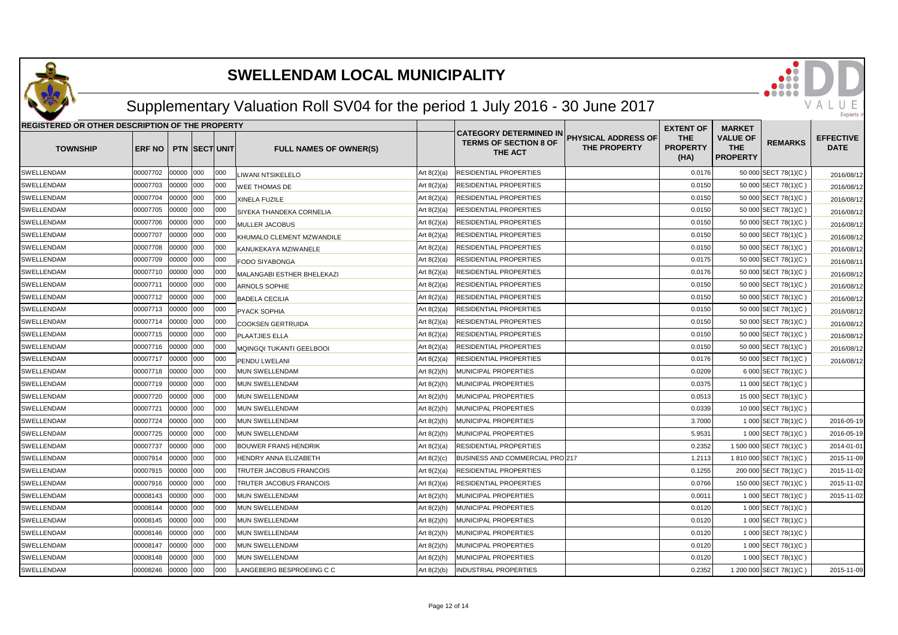# SWELLENDAM LOCAL MUNICIPALITY

## Supplementary Valuation Roll SV04 for the period 1 July 2016 - 30 June 2017

| REGISTERED OR OTHER DESCRIPTION OF THE PROPERTY | | | | | | | | | | | | |
|---|---|---|---|---|---|---|---|---|---|---|---|---|
| TOWNSHIP | ERF NO | PTN | SECT | UNIT | FULL NAMES OF OWNER(S) | | CATEGORY DETERMINED IN TERMS OF SECTION 8 OF THE ACT | PHYSICAL ADDRESS OF THE PROPERTY | EXTENT OF THE PROPERTY (HA) | MARKET VALUE OF THE PROPERTY | REMARKS | EFFECTIVE DATE |
| SWELLENDAM | 00007702 | 00000 | 000 | 000 | LIWANI NTSIKELELO | Art 8(2)(a) | RESIDENTIAL PROPERTIES | | 0.0176 | 50 000 | SECT 78(1)(C ) | 2016/08/12 |
| SWELLENDAM | 00007703 | 00000 | 000 | 000 | WEE THOMAS DE | Art 8(2)(a) | RESIDENTIAL PROPERTIES | | 0.0150 | 50 000 | SECT 78(1)(C ) | 2016/08/12 |
| SWELLENDAM | 00007704 | 00000 | 000 | 000 | XINELA FUZILE | Art 8(2)(a) | RESIDENTIAL PROPERTIES | | 0.0150 | 50 000 | SECT 78(1)(C ) | 2016/08/12 |
| SWELLENDAM | 00007705 | 00000 | 000 | 000 | SIYEKA THANDEKA CORNELIA | Art 8(2)(a) | RESIDENTIAL PROPERTIES | | 0.0150 | 50 000 | SECT 78(1)(C ) | 2016/08/12 |
| SWELLENDAM | 00007706 | 00000 | 000 | 000 | MULLER JACOBUS | Art 8(2)(a) | RESIDENTIAL PROPERTIES | | 0.0150 | 50 000 | SECT 78(1)(C ) | 2016/08/12 |
| SWELLENDAM | 00007707 | 00000 | 000 | 000 | KHUMALO CLEMENT MZWANDILE | Art 8(2)(a) | RESIDENTIAL PROPERTIES | | 0.0150 | 50 000 | SECT 78(1)(C ) | 2016/08/12 |
| SWELLENDAM | 00007708 | 00000 | 000 | 000 | KANUKEKAYA MZIWANELE | Art 8(2)(a) | RESIDENTIAL PROPERTIES | | 0.0150 | 50 000 | SECT 78(1)(C ) | 2016/08/12 |
| SWELLENDAM | 00007709 | 00000 | 000 | 000 | FODO SIYABONGA | Art 8(2)(a) | RESIDENTIAL PROPERTIES | | 0.0175 | 50 000 | SECT 78(1)(C ) | 2016/08/11 |
| SWELLENDAM | 00007710 | 00000 | 000 | 000 | MALANGABI ESTHER BHELEKAZI | Art 8(2)(a) | RESIDENTIAL PROPERTIES | | 0.0176 | 50 000 | SECT 78(1)(C ) | 2016/08/12 |
| SWELLENDAM | 00007711 | 00000 | 000 | 000 | ARNOLS SOPHIE | Art 8(2)(a) | RESIDENTIAL PROPERTIES | | 0.0150 | 50 000 | SECT 78(1)(C ) | 2016/08/12 |
| SWELLENDAM | 00007712 | 00000 | 000 | 000 | BADELA CECILIA | Art 8(2)(a) | RESIDENTIAL PROPERTIES | | 0.0150 | 50 000 | SECT 78(1)(C ) | 2016/08/12 |
| SWELLENDAM | 00007713 | 00000 | 000 | 000 | PYACK SOPHIA | Art 8(2)(a) | RESIDENTIAL PROPERTIES | | 0.0150 | 50 000 | SECT 78(1)(C ) | 2016/08/12 |
| SWELLENDAM | 00007714 | 00000 | 000 | 000 | COOKSEN GERTRUIDA | Art 8(2)(a) | RESIDENTIAL PROPERTIES | | 0.0150 | 50 000 | SECT 78(1)(C ) | 2016/08/12 |
| SWELLENDAM | 00007715 | 00000 | 000 | 000 | PLAATJIES ELLA | Art 8(2)(a) | RESIDENTIAL PROPERTIES | | 0.0150 | 50 000 | SECT 78(1)(C ) | 2016/08/12 |
| SWELLENDAM | 00007716 | 00000 | 000 | 000 | MQINGQI TUKANTI GEELBOOI | Art 8(2)(a) | RESIDENTIAL PROPERTIES | | 0.0150 | 50 000 | SECT 78(1)(C ) | 2016/08/12 |
| SWELLENDAM | 00007717 | 00000 | 000 | 000 | PENDU LWELANI | Art 8(2)(a) | RESIDENTIAL PROPERTIES | | 0.0176 | 50 000 | SECT 78(1)(C ) | 2016/08/12 |
| SWELLENDAM | 00007718 | 00000 | 000 | 000 | MUN SWELLENDAM | Art 8(2)(h) | MUNICIPAL PROPERTIES | | 0.0209 | 6 000 | SECT 78(1)(C ) | |
| SWELLENDAM | 00007719 | 00000 | 000 | 000 | MUN SWELLENDAM | Art 8(2)(h) | MUNICIPAL PROPERTIES | | 0.0375 | 11 000 | SECT 78(1)(C ) | |
| SWELLENDAM | 00007720 | 00000 | 000 | 000 | MUN SWELLENDAM | Art 8(2)(h) | MUNICIPAL PROPERTIES | | 0.0513 | 15 000 | SECT 78(1)(C ) | |
| SWELLENDAM | 00007721 | 00000 | 000 | 000 | MUN SWELLENDAM | Art 8(2)(h) | MUNICIPAL PROPERTIES | | 0.0339 | 10 000 | SECT 78(1)(C ) | |
| SWELLENDAM | 00007724 | 00000 | 000 | 000 | MUN SWELLENDAM | Art 8(2)(h) | MUNICIPAL PROPERTIES | | 3.7000 | 1 000 | SECT 78(1)(C ) | 2016-05-19 |
| SWELLENDAM | 00007725 | 00000 | 000 | 000 | MUN SWELLENDAM | Art 8(2)(h) | MUNICIPAL PROPERTIES | | 5.9531 | 1 000 | SECT 78(1)(C ) | 2016-05-19 |
| SWELLENDAM | 00007737 | 00000 | 000 | 000 | BOUWER FRANS HENDRIK | Art 8(2)(a) | RESIDENTIAL PROPERTIES | | 0.2352 | 1 500 000 | SECT 78(1)(C ) | 2014-01-01 |
| SWELLENDAM | 00007914 | 00000 | 000 | 000 | HENDRY ANNA ELIZABETH | Art 8(2)(c) | BUSINESS AND COMMERCIAL PRO | 217 | 1.2113 | 1 810 000 | SECT 78(1)(C ) | 2015-11-09 |
| SWELLENDAM | 00007915 | 00000 | 000 | 000 | TRUTER JACOBUS FRANCOIS | Art 8(2)(a) | RESIDENTIAL PROPERTIES | | 0.1255 | 200 000 | SECT 78(1)(C ) | 2015-11-02 |
| SWELLENDAM | 00007916 | 00000 | 000 | 000 | TRUTER JACOBUS FRANCOIS | Art 8(2)(a) | RESIDENTIAL PROPERTIES | | 0.0766 | 150 000 | SECT 78(1)(C ) | 2015-11-02 |
| SWELLENDAM | 00008143 | 00000 | 000 | 000 | MUN SWELLENDAM | Art 8(2)(h) | MUNICIPAL PROPERTIES | | 0.0011 | 1 000 | SECT 78(1)(C ) | 2015-11-02 |
| SWELLENDAM | 00008144 | 00000 | 000 | 000 | MUN SWELLENDAM | Art 8(2)(h) | MUNICIPAL PROPERTIES | | 0.0120 | 1 000 | SECT 78(1)(C ) | |
| SWELLENDAM | 00008145 | 00000 | 000 | 000 | MUN SWELLENDAM | Art 8(2)(h) | MUNICIPAL PROPERTIES | | 0.0120 | 1 000 | SECT 78(1)(C ) | |
| SWELLENDAM | 00008146 | 00000 | 000 | 000 | MUN SWELLENDAM | Art 8(2)(h) | MUNICIPAL PROPERTIES | | 0.0120 | 1 000 | SECT 78(1)(C ) | |
| SWELLENDAM | 00008147 | 00000 | 000 | 000 | MUN SWELLENDAM | Art 8(2)(h) | MUNICIPAL PROPERTIES | | 0.0120 | 1 000 | SECT 78(1)(C ) | |
| SWELLENDAM | 00008148 | 00000 | 000 | 000 | MUN SWELLENDAM | Art 8(2)(h) | MUNICIPAL PROPERTIES | | 0.0120 | 1 000 | SECT 78(1)(C ) | |
| SWELLENDAM | 00008246 | 00000 | 000 | 000 | LANGEBERG BESPROEIING C C | Art 8(2)(b) | INDUSTRIAL PROPERTIES | | 0.2352 | 1 200 000 | SECT 78(1)(C ) | 2015-11-09 |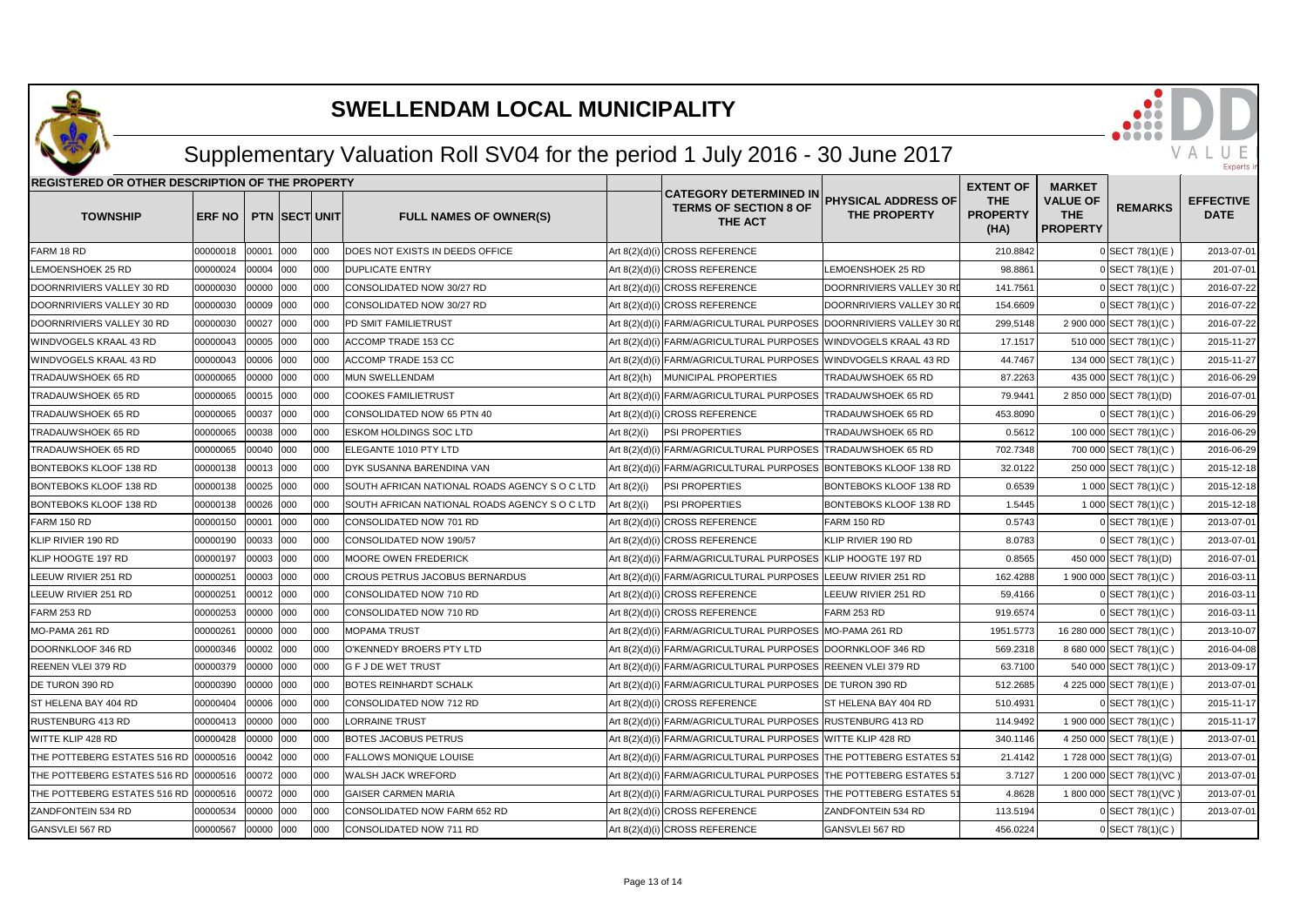# SWELLENDAM LOCAL MUNICIPALITY

## Supplementary Valuation Roll SV04 for the period 1 July 2016 - 30 June 2017

| REGISTERED OR OTHER DESCRIPTION OF THE PROPERTY | | | | | | | | | | | | |
|---|---|---|---|---|---|---|---|---|---|---|---|---|
| TOWNSHIP | ERF NO | PTN | SECT | UNIT | FULL NAMES OF OWNER(S) | | CATEGORY DETERMINED IN TERMS OF SECTION 8 OF THE ACT | PHYSICAL ADDRESS OF THE PROPERTY | EXTENT OF THE PROPERTY (HA) | MARKET VALUE OF THE PROPERTY | REMARKS | EFFECTIVE DATE |
| FARM 18 RD | 00000018 | 00001 | 000 | 000 | DOES NOT EXISTS IN DEEDS OFFICE | Art 8(2)(d)(i) | CROSS REFERENCE | | 210.8842 | 0 | SECT 78(1)(E ) | 2013-07-01 |
| LEMOENSHOEK 25 RD | 00000024 | 00004 | 000 | 000 | DUPLICATE ENTRY | Art 8(2)(d)(i) | CROSS REFERENCE | LEMOENSHOEK 25 RD | 98.8861 | 0 | SECT 78(1)(E ) | 201-07-01 |
| DOORNRIVIERS VALLEY 30 RD | 00000030 | 00000 | 000 | 000 | CONSOLIDATED NOW 30/27 RD | Art 8(2)(d)(i) | CROSS REFERENCE | DOORNRIVIERS VALLEY 30 RD | 141.7561 | 0 | SECT 78(1)(C ) | 2016-07-22 |
| DOORNRIVIERS VALLEY 30 RD | 00000030 | 00009 | 000 | 000 | CONSOLIDATED NOW 30/27 RD | Art 8(2)(d)(i) | CROSS REFERENCE | DOORNRIVIERS VALLEY 30 RD | 154.6609 | 0 | SECT 78(1)(C ) | 2016-07-22 |
| DOORNRIVIERS VALLEY 30 RD | 00000030 | 00027 | 000 | 000 | PD SMIT FAMILIETRUST | Art 8(2)(d)(i) | FARM/AGRICULTURAL PURPOSES | DOORNRIVIERS VALLEY 30 RD | 299,5148 | 2 900 000 | SECT 78(1)(C ) | 2016-07-22 |
| WINDVOGELS KRAAL 43 RD | 00000043 | 00005 | 000 | 000 | ACCOMP TRADE 153 CC | Art 8(2)(d)(i) | FARM/AGRICULTURAL PURPOSES | WINDVOGELS KRAAL 43 RD | 17.1517 | 510 000 | SECT 78(1)(C ) | 2015-11-27 |
| WINDVOGELS KRAAL 43 RD | 00000043 | 00006 | 000 | 000 | ACCOMP TRADE 153 CC | Art 8(2)(d)(i) | FARM/AGRICULTURAL PURPOSES | WINDVOGELS KRAAL 43 RD | 44.7467 | 134 000 | SECT 78(1)(C ) | 2015-11-27 |
| TRADAUWSHOEK 65 RD | 00000065 | 00000 | 000 | 000 | MUN SWELLENDAM | Art 8(2)(h) | MUNICIPAL PROPERTIES | TRADAUWSHOEK 65 RD | 87.2263 | 435 000 | SECT 78(1)(C ) | 2016-06-29 |
| TRADAUWSHOEK 65 RD | 00000065 | 00015 | 000 | 000 | COOKES FAMILIETRUST | Art 8(2)(d)(i) | FARM/AGRICULTURAL PURPOSES | TRADAUWSHOEK 65 RD | 79.9441 | 2 850 000 | SECT 78(1)(D) | 2016-07-01 |
| TRADAUWSHOEK 65 RD | 00000065 | 00037 | 000 | 000 | CONSOLIDATED NOW 65 PTN 40 | Art 8(2)(d)(i) | CROSS REFERENCE | TRADAUWSHOEK 65 RD | 453.8090 | 0 | SECT 78(1)(C ) | 2016-06-29 |
| TRADAUWSHOEK 65 RD | 00000065 | 00038 | 000 | 000 | ESKOM HOLDINGS SOC LTD | Art 8(2)(i) | PSI PROPERTIES | TRADAUWSHOEK 65 RD | 0.5612 | 100 000 | SECT 78(1)(C ) | 2016-06-29 |
| TRADAUWSHOEK 65 RD | 00000065 | 00040 | 000 | 000 | ELEGANTE 1010 PTY LTD | Art 8(2)(d)(i) | FARM/AGRICULTURAL PURPOSES | TRADAUWSHOEK 65 RD | 702.7348 | 700 000 | SECT 78(1)(C ) | 2016-06-29 |
| BONTEBOKS KLOOF 138 RD | 00000138 | 00013 | 000 | 000 | DYK SUSANNA BARENDINA VAN | Art 8(2)(d)(i) | FARM/AGRICULTURAL PURPOSES | BONTEBOKS KLOOF 138 RD | 32.0122 | 250 000 | SECT 78(1)(C ) | 2015-12-18 |
| BONTEBOKS KLOOF 138 RD | 00000138 | 00025 | 000 | 000 | SOUTH AFRICAN NATIONAL ROADS AGENCY S O C LTD | Art 8(2)(i) | PSI PROPERTIES | BONTEBOKS KLOOF 138 RD | 0.6539 | 1 000 | SECT 78(1)(C ) | 2015-12-18 |
| BONTEBOKS KLOOF 138 RD | 00000138 | 00026 | 000 | 000 | SOUTH AFRICAN NATIONAL ROADS AGENCY S O C LTD | Art 8(2)(i) | PSI PROPERTIES | BONTEBOKS KLOOF 138 RD | 1.5445 | 1 000 | SECT 78(1)(C ) | 2015-12-18 |
| FARM 150 RD | 00000150 | 00001 | 000 | 000 | CONSOLIDATED NOW 701 RD | Art 8(2)(d)(i) | CROSS REFERENCE | FARM 150 RD | 0.5743 | 0 | SECT 78(1)(E ) | 2013-07-01 |
| KLIP RIVIER 190 RD | 00000190 | 00033 | 000 | 000 | CONSOLIDATED NOW 190/57 | Art 8(2)(d)(i) | CROSS REFERENCE | KLIP RIVIER 190 RD | 8.0783 | 0 | SECT 78(1)(C ) | 2013-07-01 |
| KLIP HOOGTE 197 RD | 00000197 | 00003 | 000 | 000 | MOORE OWEN FREDERICK | Art 8(2)(d)(i) | FARM/AGRICULTURAL PURPOSES | KLIP HOOGTE 197 RD | 0.8565 | 450 000 | SECT 78(1)(D) | 2016-07-01 |
| LEEUW RIVIER 251 RD | 00000251 | 00003 | 000 | 000 | CROUS PETRUS JACOBUS BERNARDUS | Art 8(2)(d)(i) | FARM/AGRICULTURAL PURPOSES | LEEUW RIVIER 251 RD | 162.4288 | 1 900 000 | SECT 78(1)(C ) | 2016-03-11 |
| LEEUW RIVIER 251 RD | 00000251 | 00012 | 000 | 000 | CONSOLIDATED NOW 710 RD | Art 8(2)(d)(i) | CROSS REFERENCE | LEEUW RIVIER 251 RD | 59,4166 | 0 | SECT 78(1)(C ) | 2016-03-11 |
| FARM 253 RD | 00000253 | 00000 | 000 | 000 | CONSOLIDATED NOW 710 RD | Art 8(2)(d)(i) | CROSS REFERENCE | FARM 253 RD | 919.6574 | 0 | SECT 78(1)(C ) | 2016-03-11 |
| MO-PAMA 261 RD | 00000261 | 00000 | 000 | 000 | MOPAMA TRUST | Art 8(2)(d)(i) | FARM/AGRICULTURAL PURPOSES | MO-PAMA 261 RD | 1951.5773 | 16 280 000 | SECT 78(1)(C ) | 2013-10-07 |
| DOORNKLOOF 346 RD | 00000346 | 00002 | 000 | 000 | O'KENNEDY BROERS PTY LTD | Art 8(2)(d)(i) | FARM/AGRICULTURAL PURPOSES | DOORNKLOOF 346 RD | 569.2318 | 8 680 000 | SECT 78(1)(C ) | 2016-04-08 |
| REENEN VLEI 379 RD | 00000379 | 00000 | 000 | 000 | G F J DE WET TRUST | Art 8(2)(d)(i) | FARM/AGRICULTURAL PURPOSES | REENEN VLEI 379 RD | 63.7100 | 540 000 | SECT 78(1)(C ) | 2013-09-17 |
| DE TURON 390 RD | 00000390 | 00000 | 000 | 000 | BOTES REINHARDT SCHALK | Art 8(2)(d)(i) | FARM/AGRICULTURAL PURPOSES | DE TURON 390 RD | 512.2685 | 4 225 000 | SECT 78(1)(E ) | 2013-07-01 |
| ST HELENA BAY 404 RD | 00000404 | 00006 | 000 | 000 | CONSOLIDATED NOW 712 RD | Art 8(2)(d)(i) | CROSS REFERENCE | ST HELENA BAY 404 RD | 510.4931 | 0 | SECT 78(1)(C ) | 2015-11-17 |
| RUSTENBURG 413 RD | 00000413 | 00000 | 000 | 000 | LORRAINE TRUST | Art 8(2)(d)(i) | FARM/AGRICULTURAL PURPOSES | RUSTENBURG 413 RD | 114.9492 | 1 900 000 | SECT 78(1)(C ) | 2015-11-17 |
| WITTE KLIP 428 RD | 00000428 | 00000 | 000 | 000 | BOTES JACOBUS PETRUS | Art 8(2)(d)(i) | FARM/AGRICULTURAL PURPOSES | WITTE KLIP 428 RD | 340.1146 | 4 250 000 | SECT 78(1)(E ) | 2013-07-01 |
| THE POTTEBERG ESTATES 516 RD | 00000516 | 00042 | 000 | 000 | FALLOWS MONIQUE LOUISE | Art 8(2)(d)(i) | FARM/AGRICULTURAL PURPOSES | THE POTTEBERG ESTATES 51 | 21.4142 | 1 728 000 | SECT 78(1)(G) | 2013-07-01 |
| THE POTTEBERG ESTATES 516 RD | 00000516 | 00072 | 000 | 000 | WALSH JACK WREFORD | Art 8(2)(d)(i) | FARM/AGRICULTURAL PURPOSES | THE POTTEBERG ESTATES 51 | 3.7127 | 1 200 000 | SECT 78(1)(VC ) | 2013-07-01 |
| THE POTTEBERG ESTATES 516 RD | 00000516 | 00072 | 000 | 000 | GAISER CARMEN MARIA | Art 8(2)(d)(i) | FARM/AGRICULTURAL PURPOSES | THE POTTEBERG ESTATES 51 | 4.8628 | 1 800 000 | SECT 78(1)(VC ) | 2013-07-01 |
| ZANDFONTEIN 534 RD | 00000534 | 00000 | 000 | 000 | CONSOLIDATED NOW FARM 652 RD | Art 8(2)(d)(i) | CROSS REFERENCE | ZANDFONTEIN 534 RD | 113.5194 | 0 | SECT 78(1)(C ) | 2013-07-01 |
| GANSVLEI 567 RD | 00000567 | 00000 | 000 | 000 | CONSOLIDATED NOW 711 RD | Art 8(2)(d)(i) | CROSS REFERENCE | GANSVLEI 567 RD | 456.0224 | 0 | SECT 78(1)(C ) | |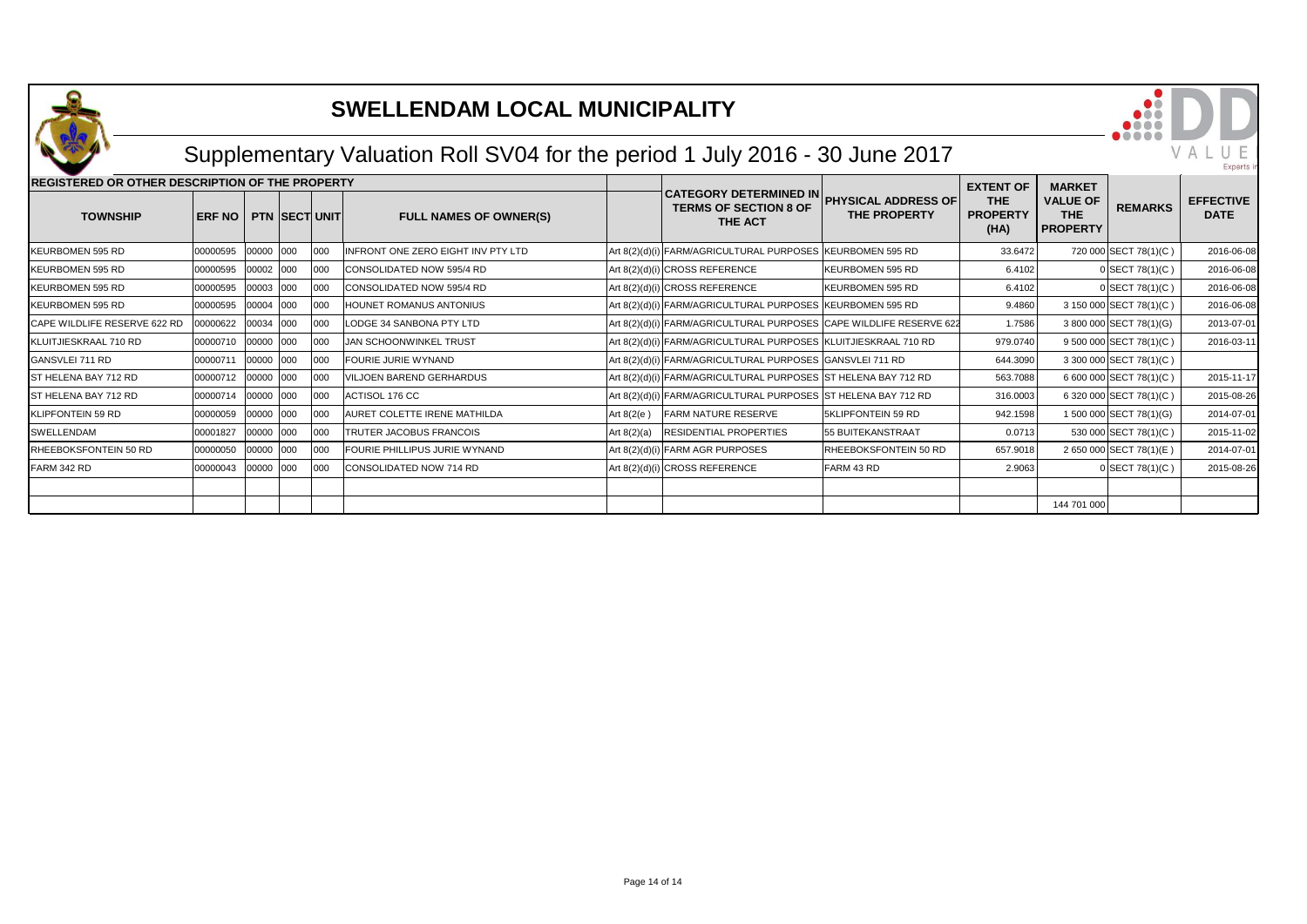# SWELLENDAM LOCAL MUNICIPALITY

## Supplementary Valuation Roll SV04 for the period 1 July 2016 - 30 June 2017

| REGISTERED OR OTHER DESCRIPTION OF THE PROPERTY | | | | | | | | | | | | | |
|---|---|---|---|---|---|---|---|---|---|---|---|---|---|
| TOWNSHIP | ERF NO | PTN | SECT | UNIT | FULL NAMES OF OWNER(S) | | CATEGORY DETERMINED IN TERMS OF SECTION 8 OF THE ACT | PHYSICAL ADDRESS OF THE PROPERTY | EXTENT OF THE PROPERTY (HA) | MARKET VALUE OF THE PROPERTY | REMARKS | EFFECTIVE DATE |
| KEURBOMEN 595 RD | 00000595 | 00000 | 000 | 000 | INFRONT ONE ZERO EIGHT INV PTY LTD | Art 8(2)(d)(i) | FARM/AGRICULTURAL PURPOSES | KEURBOMEN 595 RD | 33.6472 | 720 000 | SECT 78(1)(C ) | 2016-06-08 |
| KEURBOMEN 595 RD | 00000595 | 00002 | 000 | 000 | CONSOLIDATED NOW 595/4 RD | Art 8(2)(d)(i) | CROSS REFERENCE | KEURBOMEN 595 RD | 6.4102 | 0 | SECT 78(1)(C ) | 2016-06-08 |
| KEURBOMEN 595 RD | 00000595 | 00003 | 000 | 000 | CONSOLIDATED NOW 595/4 RD | Art 8(2)(d)(i) | CROSS REFERENCE | KEURBOMEN 595 RD | 6.4102 | 0 | SECT 78(1)(C ) | 2016-06-08 |
| KEURBOMEN 595 RD | 00000595 | 00004 | 000 | 000 | HOUNET ROMANUS ANTONIUS | Art 8(2)(d)(i) | FARM/AGRICULTURAL PURPOSES | KEURBOMEN 595 RD | 9.4860 | 3 150 000 | SECT 78(1)(C ) | 2016-06-08 |
| CAPE WILDLIFE RESERVE 622 RD | 00000622 | 00034 | 000 | 000 | LODGE 34 SANBONA PTY LTD | Art 8(2)(d)(i) | FARM/AGRICULTURAL PURPOSES | CAPE WILDLIFE RESERVE 622 | 1.7586 | 3 800 000 | SECT 78(1)(G) | 2013-07-01 |
| KLUITJIESKRAAL 710 RD | 00000710 | 00000 | 000 | 000 | JAN SCHOONWINKEL TRUST | Art 8(2)(d)(i) | FARM/AGRICULTURAL PURPOSES | KLUITJIESKRAAL 710 RD | 979.0740 | 9 500 000 | SECT 78(1)(C ) | 2016-03-11 |
| GANSVLEI 711 RD | 00000711 | 00000 | 000 | 000 | FOURIE JURIE WYNAND | Art 8(2)(d)(i) | FARM/AGRICULTURAL PURPOSES | GANSVLEI 711 RD | 644.3090 | 3 300 000 | SECT 78(1)(C ) | |
| ST HELENA BAY 712 RD | 00000712 | 00000 | 000 | 000 | VILJOEN BAREND GERHARDUS | Art 8(2)(d)(i) | FARM/AGRICULTURAL PURPOSES | ST HELENA BAY 712 RD | 563.7088 | 6 600 000 | SECT 78(1)(C ) | 2015-11-17 |
| ST HELENA BAY 712 RD | 00000714 | 00000 | 000 | 000 | ACTISOL 176 CC | Art 8(2)(d)(i) | FARM/AGRICULTURAL PURPOSES | ST HELENA BAY 712 RD | 316.0003 | 6 320 000 | SECT 78(1)(C ) | 2015-08-26 |
| KLIPFONTEIN 59 RD | 00000059 | 00000 | 000 | 000 | AURET COLETTE IRENE MATHILDA | Art 8(2(e ) | FARM NATURE RESERVE | 5KLIPFONTEIN 59 RD | 942.1598 | 1 500 000 | SECT 78(1)(G) | 2014-07-01 |
| SWELLENDAM | 00001827 | 00000 | 000 | 000 | TRUTER JACOBUS FRANCOIS | Art 8(2)(a) | RESIDENTIAL PROPERTIES | 55 BUITEKANSTRAAT | 0.0713 | 530 000 | SECT 78(1)(C ) | 2015-11-02 |
| RHEEBOKSFONTEIN 50 RD | 00000050 | 00000 | 000 | 000 | FOURIE PHILLIPUS JURIE WYNAND | Art 8(2)(d)(i) | FARM AGR PURPOSES | RHEEBOKSFONTEIN 50 RD | 657.9018 | 2 650 000 | SECT 78(1)(E ) | 2014-07-01 |
| FARM 342 RD | 00000043 | 00000 | 000 | 000 | CONSOLIDATED NOW 714 RD | Art 8(2)(d)(i) | CROSS REFERENCE | FARM 43 RD | 2.9063 | 0 | SECT 78(1)(C ) | 2015-08-26 |
| | | | | | | | | | | | | |
| | | | | | | | | | | 144 701 000 | | |